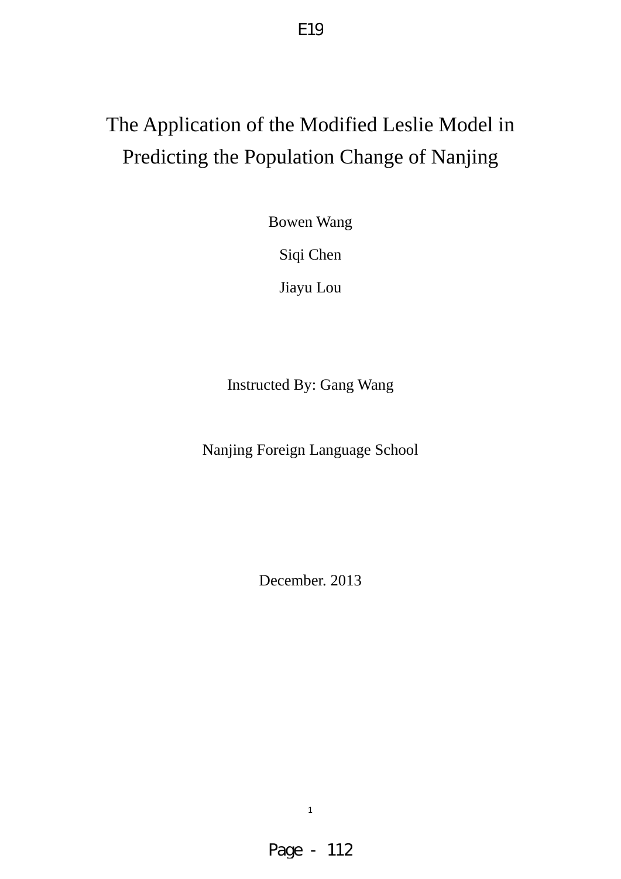# The Application of the Modified Leslie Model in Predicting the Population Change of Nanjing

Bowen Wang

Siqi Chen

Jiayu Lou

Instructed By: Gang Wang

Nanjing Foreign Language School

December. 2013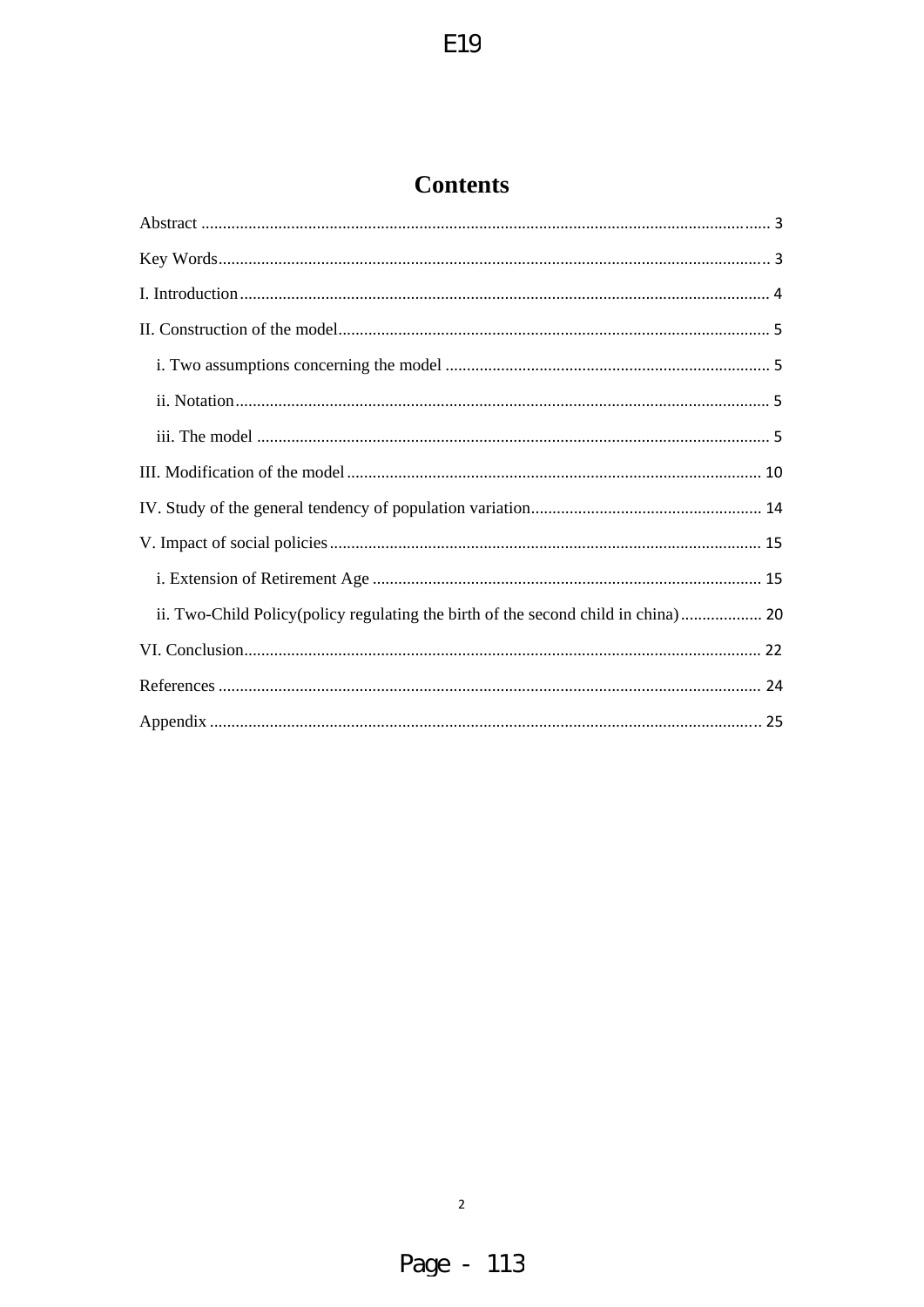# Contents

Abstract .................................................................................................................... 3

Key Words................................................................................................................ 3

I. Introduction ........................................................................................................... 4

II. Construction of the model.................................................................................... 5

- i. Two assumptions concerning the model ........................................................... 5
- ii. Notation............................................................................................................ 5
- iii. The model ....................................................................................................... 5

III. Modification of the model ................................................................................. 10

IV. Study of the general tendency of population variation...................................... 14

V. Impact of social policies ..................................................................................... 15

- i. Extension of Retirement Age ........................................................................... 15
- ii. Two-Child Policy(policy regulating the birth of the second child in china) ................... 20

VI. Conclusion......................................................................................................... 22

References .............................................................................................................. 24

Appendix ................................................................................................................ 25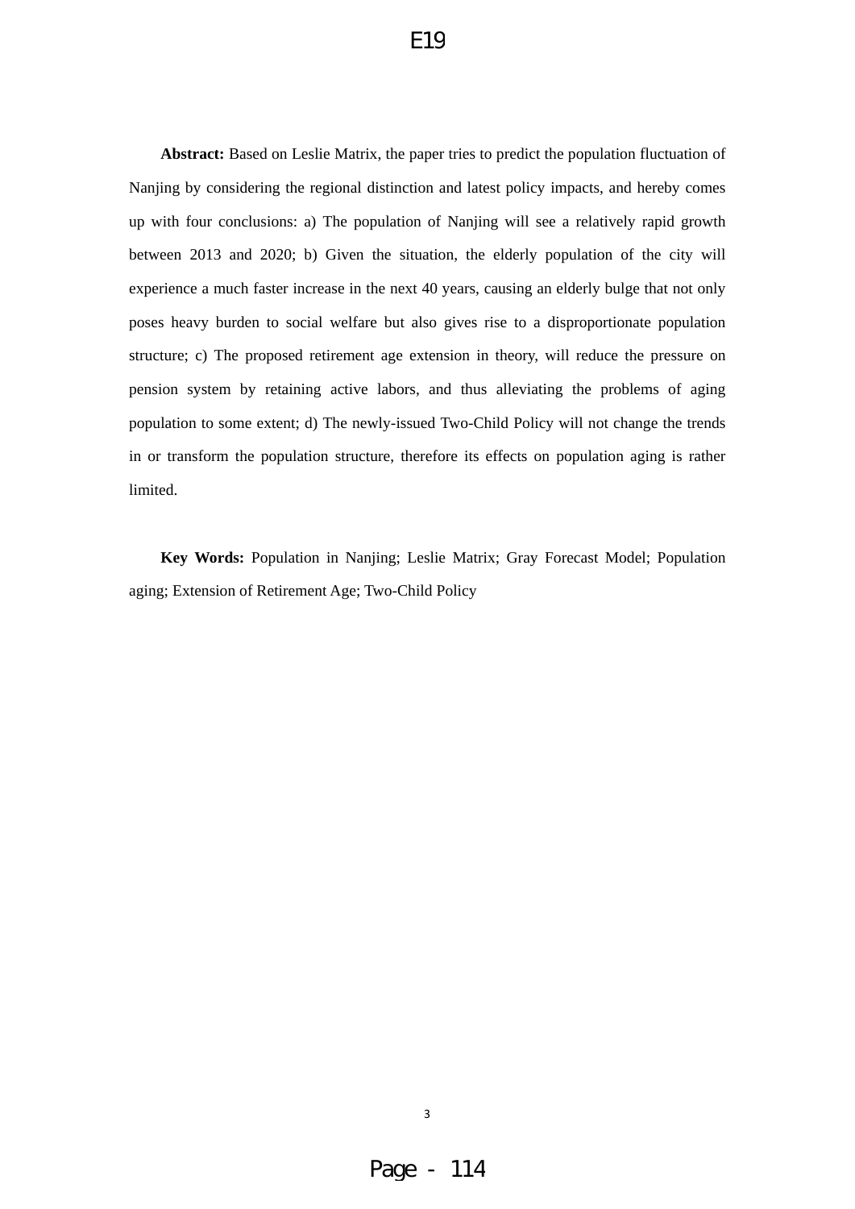**Abstract:** Based on Leslie Matrix, the paper tries to predict the population fluctuation of Nanjing by considering the regional distinction and latest policy impacts, and hereby comes up with four conclusions: a) The population of Nanjing will see a relatively rapid growth between 2013 and 2020; b) Given the situation, the elderly population of the city will experience a much faster increase in the next 40 years, causing an elderly bulge that not only poses heavy burden to social welfare but also gives rise to a disproportionate population structure; c) The proposed retirement age extension in theory, will reduce the pressure on pension system by retaining active labors, and thus alleviating the problems of aging population to some extent; d) The newly-issued Two-Child Policy will not change the trends in or transform the population structure, therefore its effects on population aging is rather limited.

**Key Words:** Population in Nanjing; Leslie Matrix; Gray Forecast Model; Population aging; Extension of Retirement Age; Two-Child Policy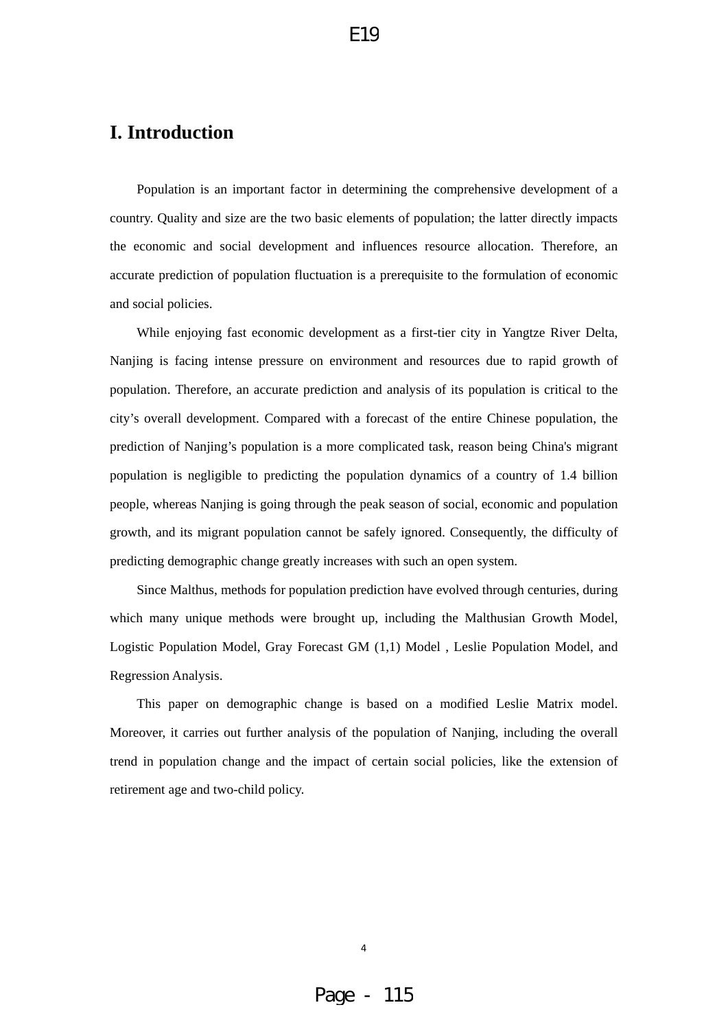# I. Introduction

Population is an important factor in determining the comprehensive development of a country. Quality and size are the two basic elements of population; the latter directly impacts the economic and social development and influences resource allocation. Therefore, an accurate prediction of population fluctuation is a prerequisite to the formulation of economic and social policies.

While enjoying fast economic development as a first-tier city in Yangtze River Delta, Nanjing is facing intense pressure on environment and resources due to rapid growth of population. Therefore, an accurate prediction and analysis of its population is critical to the city's overall development. Compared with a forecast of the entire Chinese population, the prediction of Nanjing's population is a more complicated task, reason being China's migrant population is negligible to predicting the population dynamics of a country of 1.4 billion people, whereas Nanjing is going through the peak season of social, economic and population growth, and its migrant population cannot be safely ignored. Consequently, the difficulty of predicting demographic change greatly increases with such an open system.

Since Malthus, methods for population prediction have evolved through centuries, during which many unique methods were brought up, including the Malthusian Growth Model, Logistic Population Model, Gray Forecast GM (1,1) Model , Leslie Population Model, and Regression Analysis.

This paper on demographic change is based on a modified Leslie Matrix model. Moreover, it carries out further analysis of the population of Nanjing, including the overall trend in population change and the impact of certain social policies, like the extension of retirement age and two-child policy.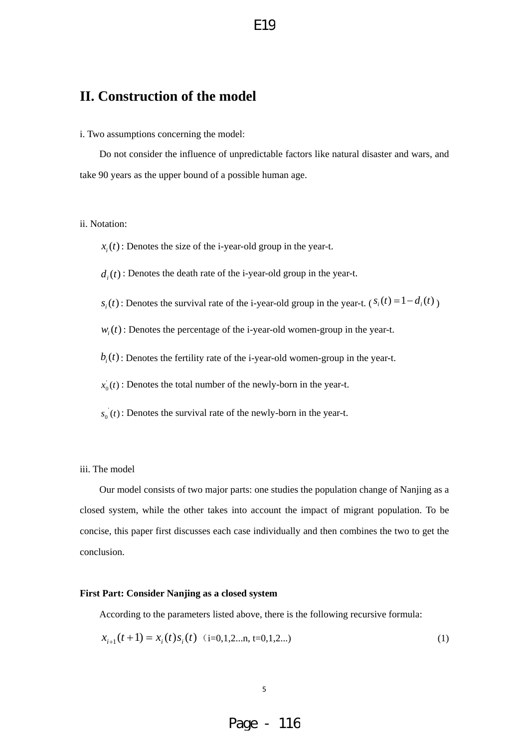## II. Construction of the model

i. Two assumptions concerning the model:

Do not consider the influence of unpredictable factors like natural disaster and wars, and take 90 years as the upper bound of a possible human age.

ii. Notation:

$x_i(t)$: Denotes the size of the i-year-old group in the year-t.

$d_i(t)$: Denotes the death rate of the i-year-old group in the year-t.

$s_i(t)$: Denotes the survival rate of the i-year-old group in the year-t. ($s_i(t) = 1 - d_i(t)$)

$w_i(t)$: Denotes the percentage of the i-year-old women-group in the year-t.

$b_i(t)$: Denotes the fertility rate of the i-year-old women-group in the year-t.

$x_0^{'}(t)$: Denotes the total number of the newly-born in the year-t.

$s_0^{'}(t)$: Denotes the survival rate of the newly-born in the year-t.

iii. The model

Our model consists of two major parts: one studies the population change of Nanjing as a closed system, while the other takes into account the impact of migrant population. To be concise, this paper first discusses each case individually and then combines the two to get the conclusion.

**First Part: Consider Nanjing as a closed system**

According to the parameters listed above, there is the following recursive formula:

$$x_{i+1}(t+1) = x_i(t)s_i(t) \quad (i=0,1,2...n,\ t=0,1,2...) \tag{1}$$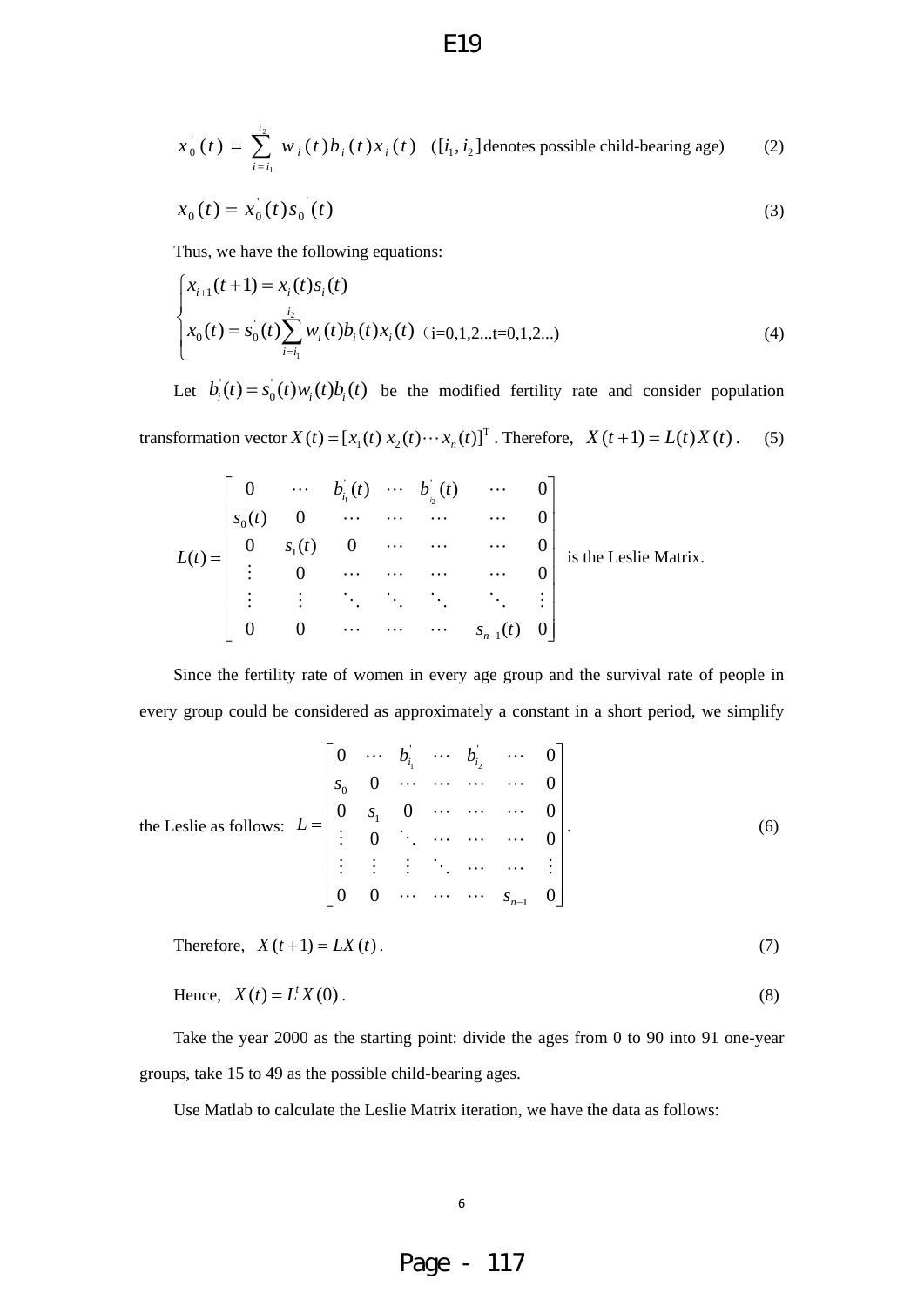$$x_0'(t) = \sum_{i=i_1}^{i_2} w_i(t) b_i(t) x_i(t) \quad ([i_1, i_2] \text{ denotes possible child-bearing age}) \tag{2}$$

$$x_0(t) = x_0'(t) s_0'(t) \tag{3}$$

Thus, we have the following equations:

$$\begin{cases} x_{i+1}(t+1) = x_i(t) s_i(t) \\ x_0(t) = s_0'(t) \sum_{i=i_1}^{i_2} w_i(t) b_i(t) x_i(t) \end{cases} \text{(i=0,1,2...t=0,1,2...)} \tag{4}$$

Let $b_i'(t) = s_0'(t) w_i(t) b_i(t)$ be the modified fertility rate and consider population transformation vector $X(t) = [x_1(t)\ x_2(t) \cdots x_n(t)]^{\mathrm{T}}$. Therefore, $X(t+1) = L(t) X(t)$. (5)

$$L(t) = \begin{bmatrix} 0 & \cdots & b_{i_1}'(t) & \cdots & b_{i_2}'(t) & \cdots & 0 \\ s_0(t) & 0 & \cdots & \cdots & \cdots & \cdots & 0 \\ 0 & s_1(t) & 0 & \cdots & \cdots & \cdots & 0 \\ \vdots & 0 & \cdots & \cdots & \cdots & \cdots & 0 \\ \vdots & \vdots & \ddots & \ddots & \ddots & \ddots & \vdots \\ 0 & 0 & \cdots & \cdots & \cdots & s_{n-1}(t) & 0 \end{bmatrix}$$ is the Leslie Matrix.

Since the fertility rate of women in every age group and the survival rate of people in every group could be considered as approximately a constant in a short period, we simplify the Leslie as follows:

$$L = \begin{bmatrix} 0 & \cdots & b_{i_1}' & \cdots & b_{i_2}' & \cdots & 0 \\ s_0 & 0 & \cdots & \cdots & \cdots & \cdots & 0 \\ 0 & s_1 & 0 & \cdots & \cdots & \cdots & 0 \\ \vdots & 0 & \ddots & \cdots & \cdots & \cdots & 0 \\ \vdots & \vdots & \vdots & \ddots & \cdots & \cdots & \vdots \\ 0 & 0 & \cdots & \cdots & \cdots & s_{n-1} & 0 \end{bmatrix}. \tag{6}$$

Therefore, $X(t+1) = LX(t)$. (7)

Hence, $X(t) = L^t X(0)$. (8)

Take the year 2000 as the starting point: divide the ages from 0 to 90 into 91 one-year groups, take 15 to 49 as the possible child-bearing ages.

Use Matlab to calculate the Leslie Matrix iteration, we have the data as follows: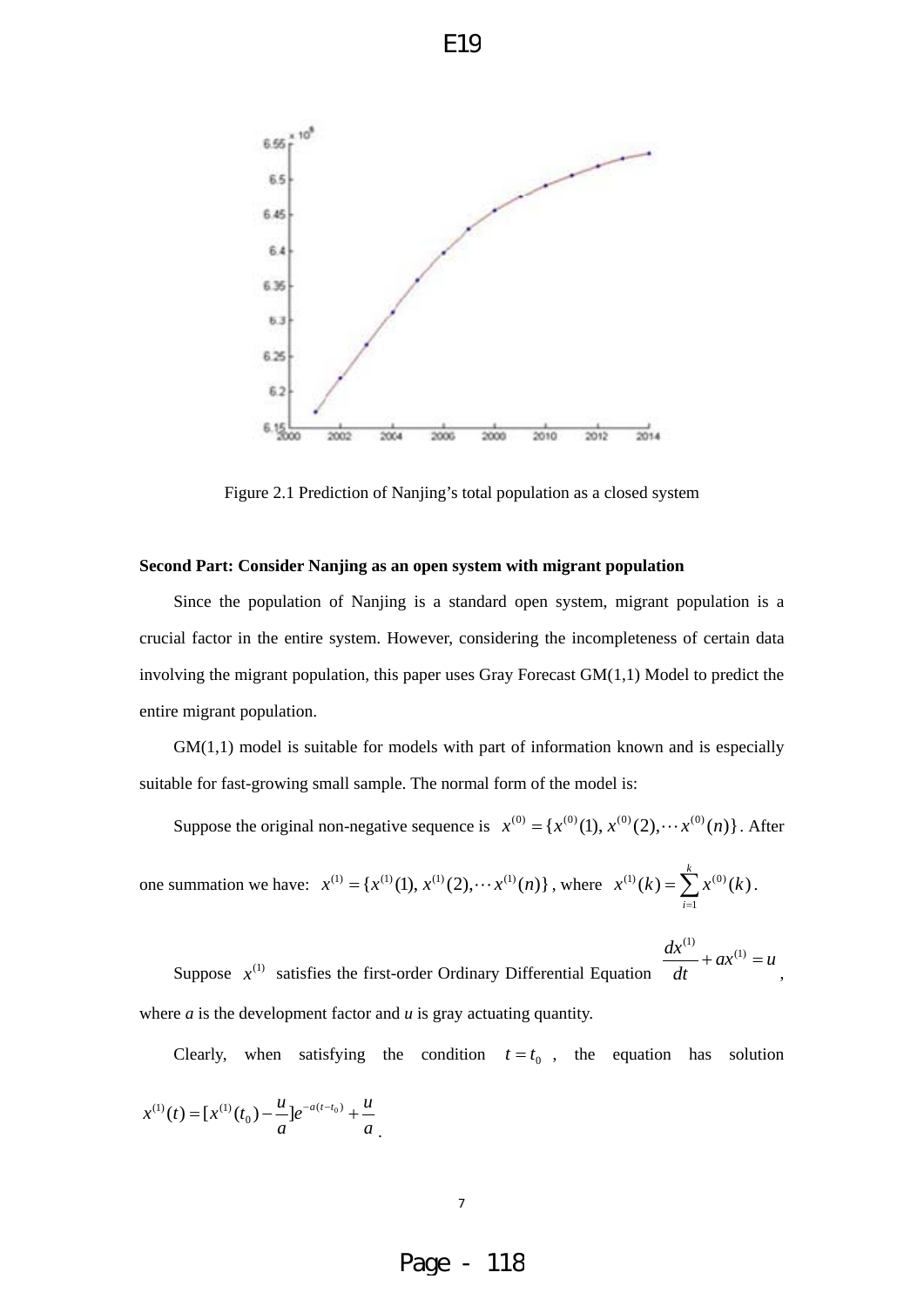Figure 2.1 Prediction of Nanjing's total population as a closed system

**Second Part: Consider Nanjing as an open system with migrant population**

Since the population of Nanjing is a standard open system, migrant population is a crucial factor in the entire system. However, considering the incompleteness of certain data involving the migrant population, this paper uses Gray Forecast GM(1,1) Model to predict the entire migrant population.

GM(1,1) model is suitable for models with part of information known and is especially suitable for fast-growing small sample. The normal form of the model is:

Suppose the original non-negative sequence is $x^{(0)} = \{x^{(0)}(1), x^{(0)}(2), \cdots x^{(0)}(n)\}$. After one summation we have: $x^{(1)} = \{x^{(1)}(1), x^{(1)}(2), \cdots x^{(1)}(n)\}$, where $x^{(1)}(k) = \sum_{i=1}^{k} x^{(0)}(k)$.

Suppose $x^{(1)}$ satisfies the first-order Ordinary Differential Equation $\frac{dx^{(1)}}{dt} + ax^{(1)} = u$, where *a* is the development factor and *u* is gray actuating quantity.

Clearly, when satisfying the condition $t = t_0$, the equation has solution $x^{(1)}(t) = [x^{(1)}(t_0) - \frac{u}{a}]e^{-a(t-t_0)} + \frac{u}{a}$.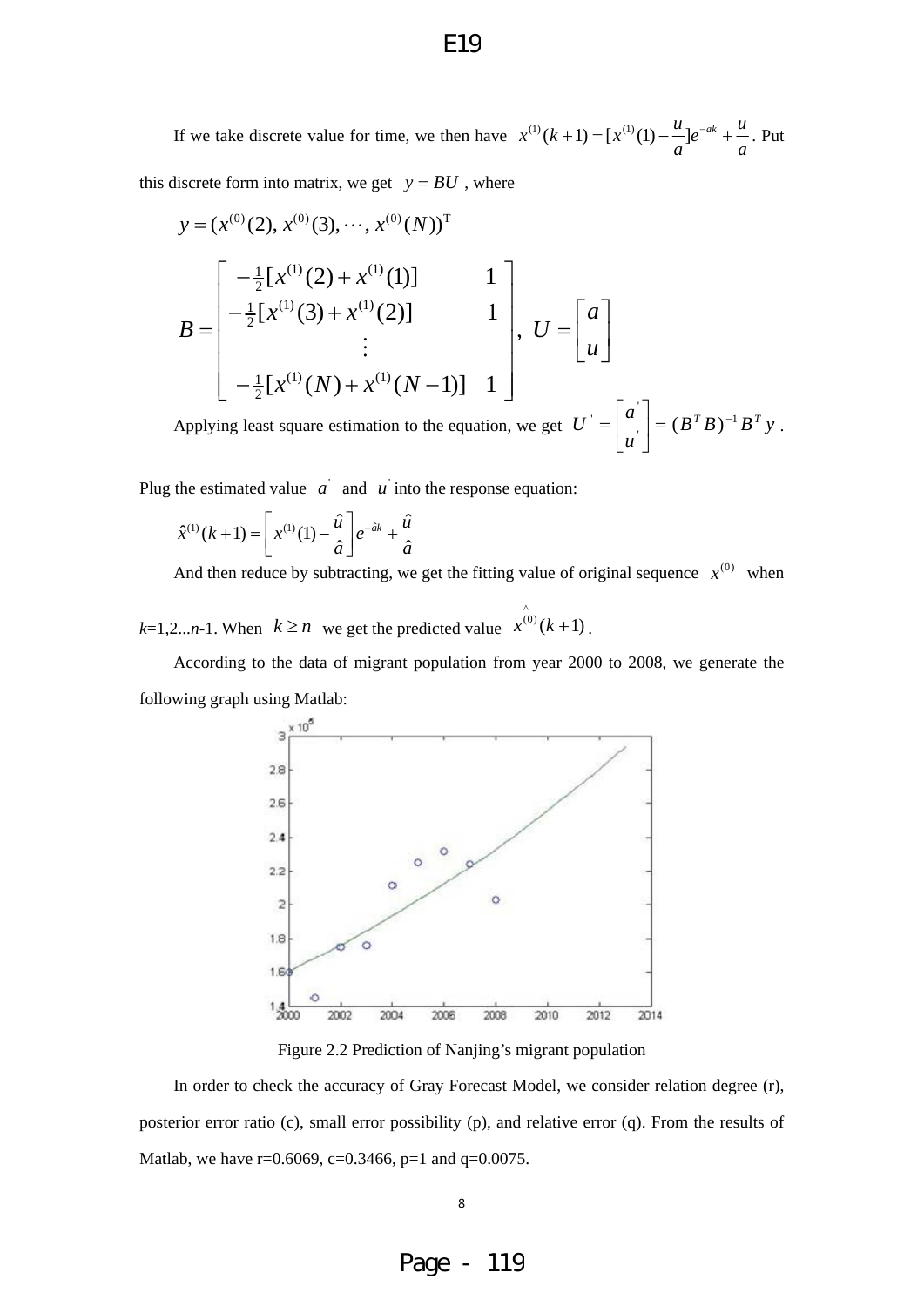If we take discrete value for time, we then have $x^{(1)}(k+1)=[x^{(1)}(1)-\frac{u}{a}]e^{-ak}+\frac{u}{a}$. Put this discrete form into matrix, we get $y = BU$ , where

$$y=(x^{(0)}(2),\, x^{(0)}(3), \cdots, x^{(0)}(N))^{\mathrm{T}}$$

$$B=\begin{bmatrix} -\frac{1}{2}[x^{(1)}(2)+x^{(1)}(1)] & 1 \\ -\frac{1}{2}[x^{(1)}(3)+x^{(1)}(2)] & 1 \\ \vdots & \\ -\frac{1}{2}[x^{(1)}(N)+x^{(1)}(N-1)] & 1 \end{bmatrix},\ U=\begin{bmatrix} a \\ u \end{bmatrix}$$

Applying least square estimation to the equation, we get $U^{'}=\begin{bmatrix} a^{'} \\ u^{'} \end{bmatrix}=(B^T B)^{-1}B^T y$ .

Plug the estimated value $a^{'}$ and $u^{'}$ into the response equation:

$$\hat{x}^{(1)}(k+1)=\left[x^{(1)}(1)-\frac{\hat{u}}{\hat{a}}\right]e^{-\hat{a}k}+\frac{\hat{u}}{\hat{a}}$$

And then reduce by subtracting, we get the fitting value of original sequence $x^{(0)}$ when $k$=1,2...$n$-1. When $k \geq n$ we get the predicted value $\hat{x}^{(0)}(k+1)$ .

According to the data of migrant population from year 2000 to 2008, we generate the following graph using Matlab:

Figure 2.2 Prediction of Nanjing's migrant population

In order to check the accuracy of Gray Forecast Model, we consider relation degree (r), posterior error ratio (c), small error possibility (p), and relative error (q). From the results of Matlab, we have r=0.6069, c=0.3466, p=1 and q=0.0075.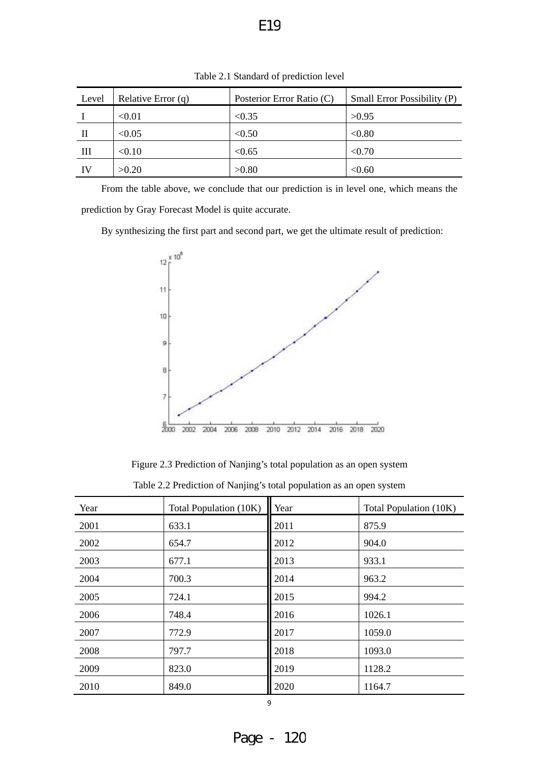Table 2.1 Standard of prediction level

| Level | Relative Error (q) | Posterior Error Ratio (C) | Small Error Possibility (P) |
|---|---|---|---|
| I | <0.01 | <0.35 | >0.95 |
| II | <0.05 | <0.50 | <0.80 |
| III | <0.10 | <0.65 | <0.70 |
| IV | >0.20 | >0.80 | <0.60 |

From the table above, we conclude that our prediction is in level one, which means the prediction by Gray Forecast Model is quite accurate.

By synthesizing the first part and second part, we get the ultimate result of prediction:

Figure 2.3 Prediction of Nanjing's total population as an open system

Table 2.2 Prediction of Nanjing's total population as an open system

| Year | Total Population (10K) | Year | Total Population (10K) |
|---|---|---|---|
| 2001 | 633.1 | 2011 | 875.9 |
| 2002 | 654.7 | 2012 | 904.0 |
| 2003 | 677.1 | 2013 | 933.1 |
| 2004 | 700.3 | 2014 | 963.2 |
| 2005 | 724.1 | 2015 | 994.2 |
| 2006 | 748.4 | 2016 | 1026.1 |
| 2007 | 772.9 | 2017 | 1059.0 |
| 2008 | 797.7 | 2018 | 1093.0 |
| 2009 | 823.0 | 2019 | 1128.2 |
| 2010 | 849.0 | 2020 | 1164.7 |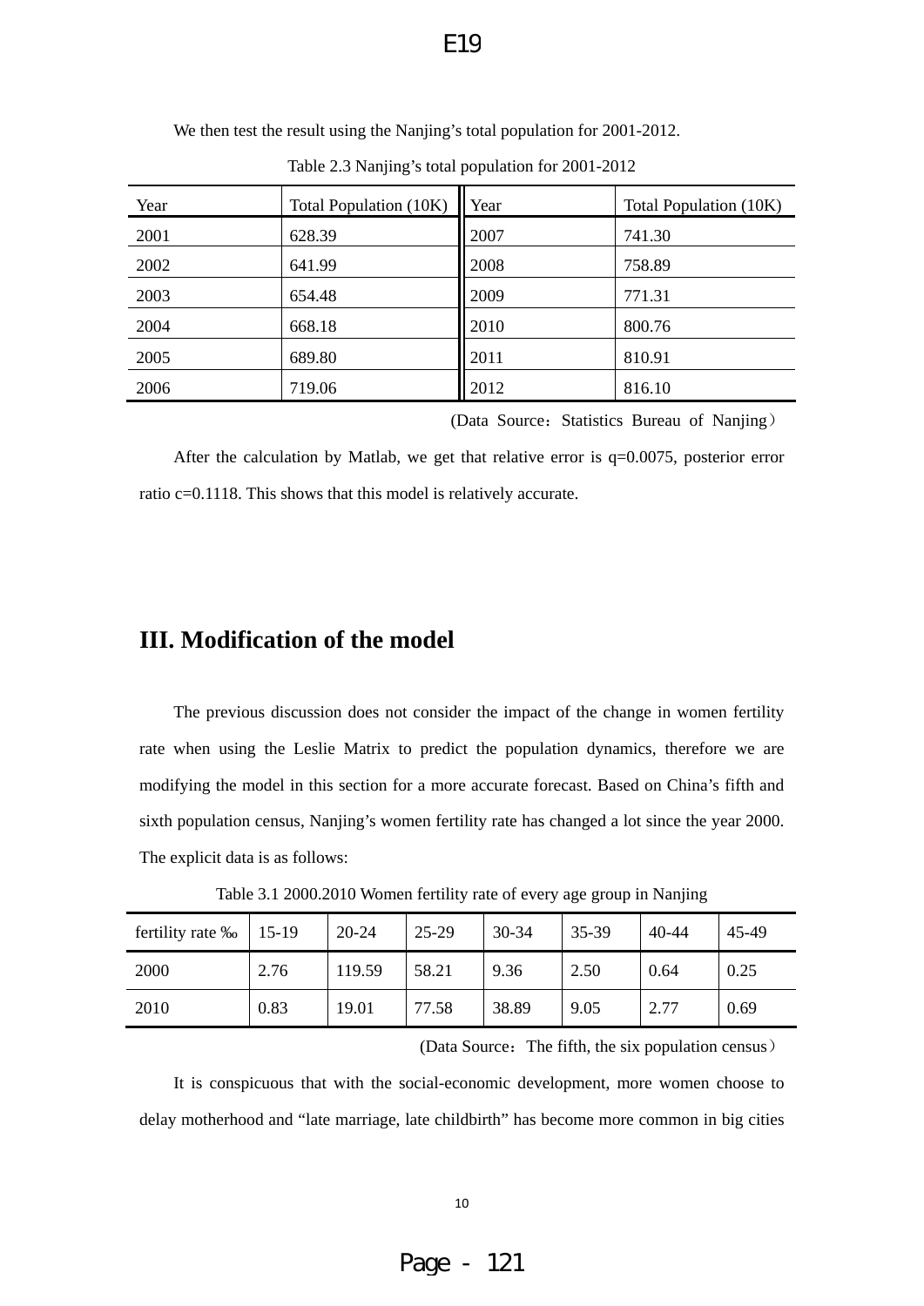We then test the result using the Nanjing's total population for 2001-2012.

Table 2.3 Nanjing's total population for 2001-2012

| Year | Total Population (10K) | Year | Total Population (10K) |
|---|---|---|---|
| 2001 | 628.39 | 2007 | 741.30 |
| 2002 | 641.99 | 2008 | 758.89 |
| 2003 | 654.48 | 2009 | 771.31 |
| 2004 | 668.18 | 2010 | 800.76 |
| 2005 | 689.80 | 2011 | 810.91 |
| 2006 | 719.06 | 2012 | 816.10 |

(Data Source：Statistics Bureau of Nanjing）

After the calculation by Matlab, we get that relative error is q=0.0075, posterior error ratio c=0.1118. This shows that this model is relatively accurate.

## III. Modification of the model

The previous discussion does not consider the impact of the change in women fertility rate when using the Leslie Matrix to predict the population dynamics, therefore we are modifying the model in this section for a more accurate forecast. Based on China's fifth and sixth population census, Nanjing's women fertility rate has changed a lot since the year 2000. The explicit data is as follows:

Table 3.1 2000.2010 Women fertility rate of every age group in Nanjing

| fertility rate ‰ | 15-19 | 20-24 | 25-29 | 30-34 | 35-39 | 40-44 | 45-49 |
|---|---|---|---|---|---|---|---|
| 2000 | 2.76 | 119.59 | 58.21 | 9.36 | 2.50 | 0.64 | 0.25 |
| 2010 | 0.83 | 19.01 | 77.58 | 38.89 | 9.05 | 2.77 | 0.69 |

(Data Source：The fifth, the six population census）

It is conspicuous that with the social-economic development, more women choose to delay motherhood and "late marriage, late childbirth" has become more common in big cities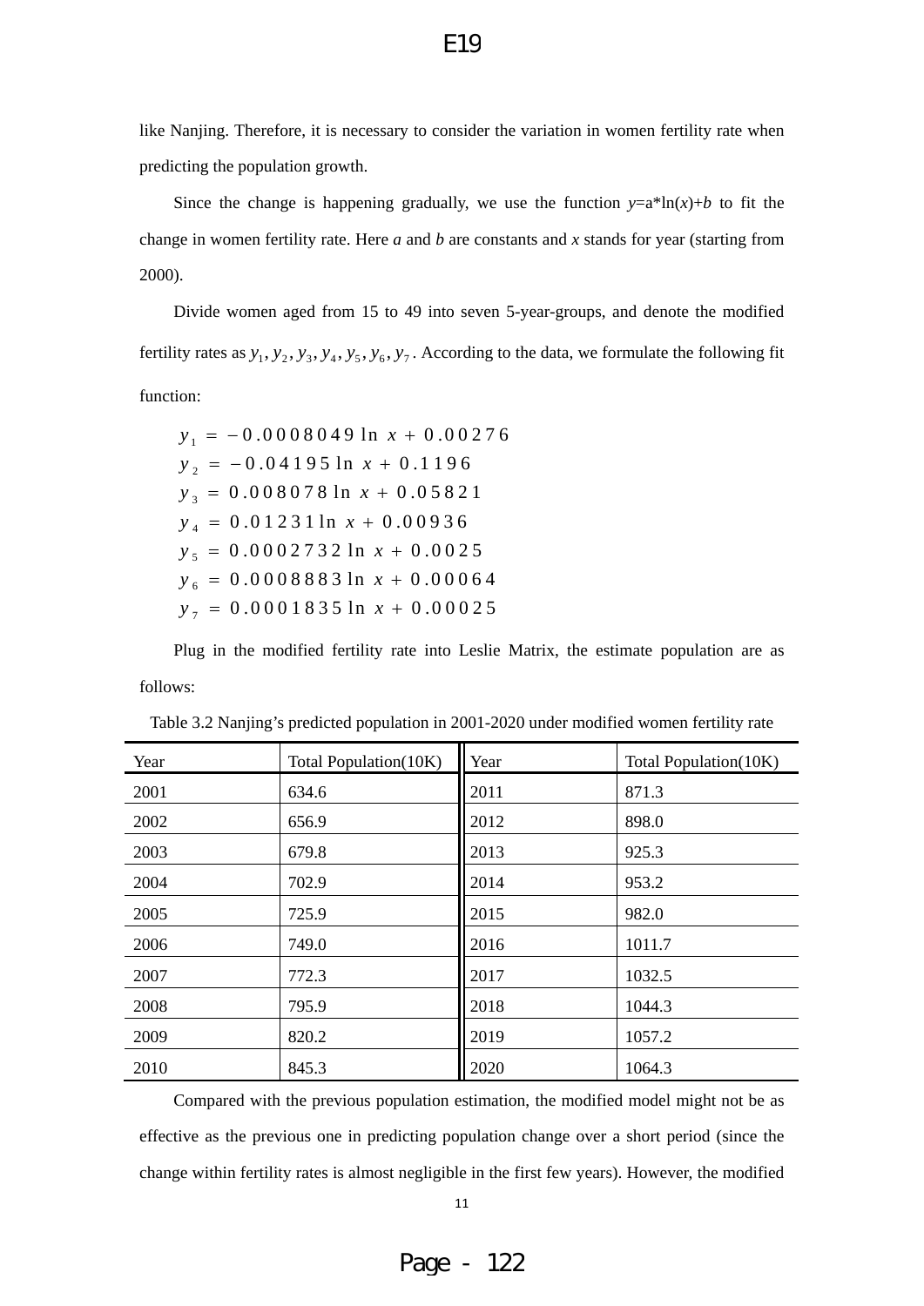like Nanjing. Therefore, it is necessary to consider the variation in women fertility rate when predicting the population growth.

Since the change is happening gradually, we use the function $y$=a*ln($x$)+$b$ to fit the change in women fertility rate. Here $a$ and $b$ are constants and $x$ stands for year (starting from 2000).

Divide women aged from 15 to 49 into seven 5-year-groups, and denote the modified fertility rates as $y_1, y_2, y_3, y_4, y_5, y_6, y_7$. According to the data, we formulate the following fit function:

$$
\begin{aligned}
y_1 &= -0.0008049 \ln x + 0.00276 \\
y_2 &= -0.04195 \ln x + 0.1196 \\
y_3 &= 0.008078 \ln x + 0.05821 \\
y_4 &= 0.01231 \ln x + 0.00936 \\
y_5 &= 0.0002732 \ln x + 0.0025 \\
y_6 &= 0.0008883 \ln x + 0.00064 \\
y_7 &= 0.0001835 \ln x + 0.00025
\end{aligned}
$$

Plug in the modified fertility rate into Leslie Matrix, the estimate population are as follows:

Table 3.2 Nanjing's predicted population in 2001-2020 under modified women fertility rate

| Year | Total Population(10K) | Year | Total Population(10K) |
|---|---|---|---|
| 2001 | 634.6 | 2011 | 871.3 |
| 2002 | 656.9 | 2012 | 898.0 |
| 2003 | 679.8 | 2013 | 925.3 |
| 2004 | 702.9 | 2014 | 953.2 |
| 2005 | 725.9 | 2015 | 982.0 |
| 2006 | 749.0 | 2016 | 1011.7 |
| 2007 | 772.3 | 2017 | 1032.5 |
| 2008 | 795.9 | 2018 | 1044.3 |
| 2009 | 820.2 | 2019 | 1057.2 |
| 2010 | 845.3 | 2020 | 1064.3 |

Compared with the previous population estimation, the modified model might not be as effective as the previous one in predicting population change over a short period (since the change within fertility rates is almost negligible in the first few years). However, the modified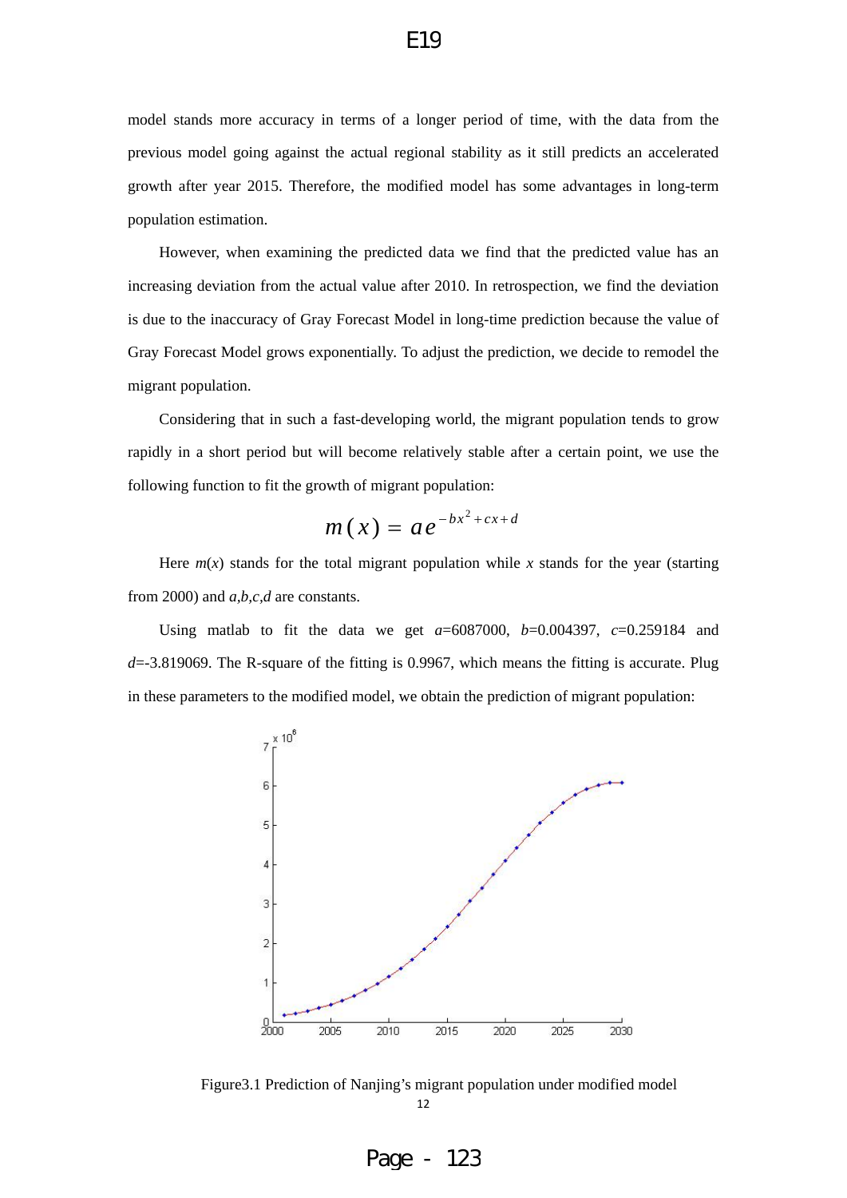model stands more accuracy in terms of a longer period of time, with the data from the previous model going against the actual regional stability as it still predicts an accelerated growth after year 2015. Therefore, the modified model has some advantages in long-term population estimation.

However, when examining the predicted data we find that the predicted value has an increasing deviation from the actual value after 2010. In retrospection, we find the deviation is due to the inaccuracy of Gray Forecast Model in long-time prediction because the value of Gray Forecast Model grows exponentially. To adjust the prediction, we decide to remodel the migrant population.

Considering that in such a fast-developing world, the migrant population tends to grow rapidly in a short period but will become relatively stable after a certain point, we use the following function to fit the growth of migrant population:

$$m(x) = ae^{-bx^2 + cx + d}$$

Here $m(x)$ stands for the total migrant population while $x$ stands for the year (starting from 2000) and $a,b,c,d$ are constants.

Using matlab to fit the data we get $a$=6087000, $b$=0.004397, $c$=0.259184 and $d$=-3.819069. The R-square of the fitting is 0.9967, which means the fitting is accurate. Plug in these parameters to the modified model, we obtain the prediction of migrant population:

Figure3.1 Prediction of Nanjing's migrant population under modified model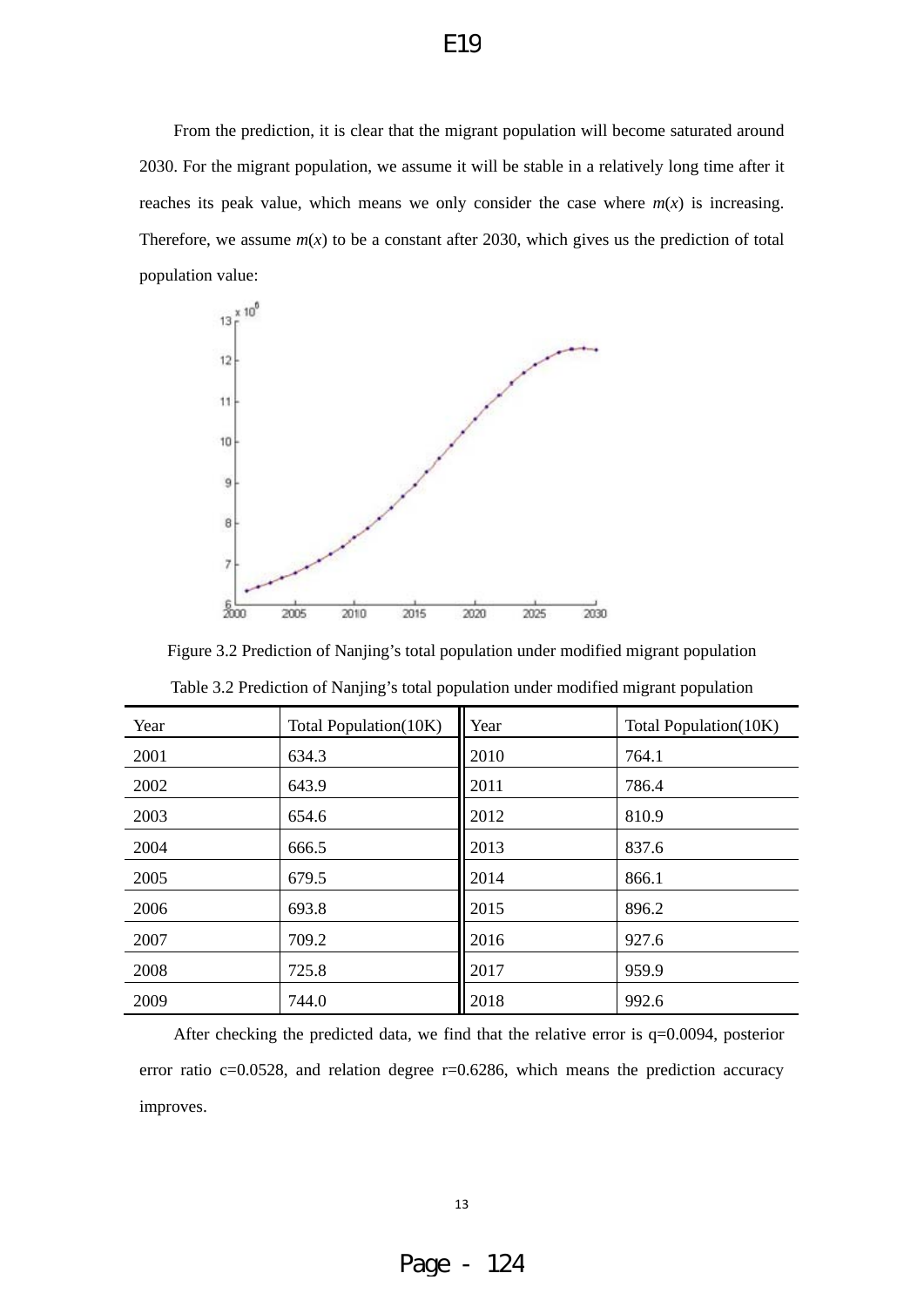From the prediction, it is clear that the migrant population will become saturated around 2030. For the migrant population, we assume it will be stable in a relatively long time after it reaches its peak value, which means we only consider the case where $m(x)$ is increasing. Therefore, we assume $m(x)$ to be a constant after 2030, which gives us the prediction of total population value:

Figure 3.2 Prediction of Nanjing's total population under modified migrant population

Table 3.2 Prediction of Nanjing's total population under modified migrant population

| Year | Total Population(10K) | Year | Total Population(10K) |
|---|---|---|---|
| 2001 | 634.3 | 2010 | 764.1 |
| 2002 | 643.9 | 2011 | 786.4 |
| 2003 | 654.6 | 2012 | 810.9 |
| 2004 | 666.5 | 2013 | 837.6 |
| 2005 | 679.5 | 2014 | 866.1 |
| 2006 | 693.8 | 2015 | 896.2 |
| 2007 | 709.2 | 2016 | 927.6 |
| 2008 | 725.8 | 2017 | 959.9 |
| 2009 | 744.0 | 2018 | 992.6 |

After checking the predicted data, we find that the relative error is $q=0.0094$, posterior error ratio $c=0.0528$, and relation degree $r=0.6286$, which means the prediction accuracy improves.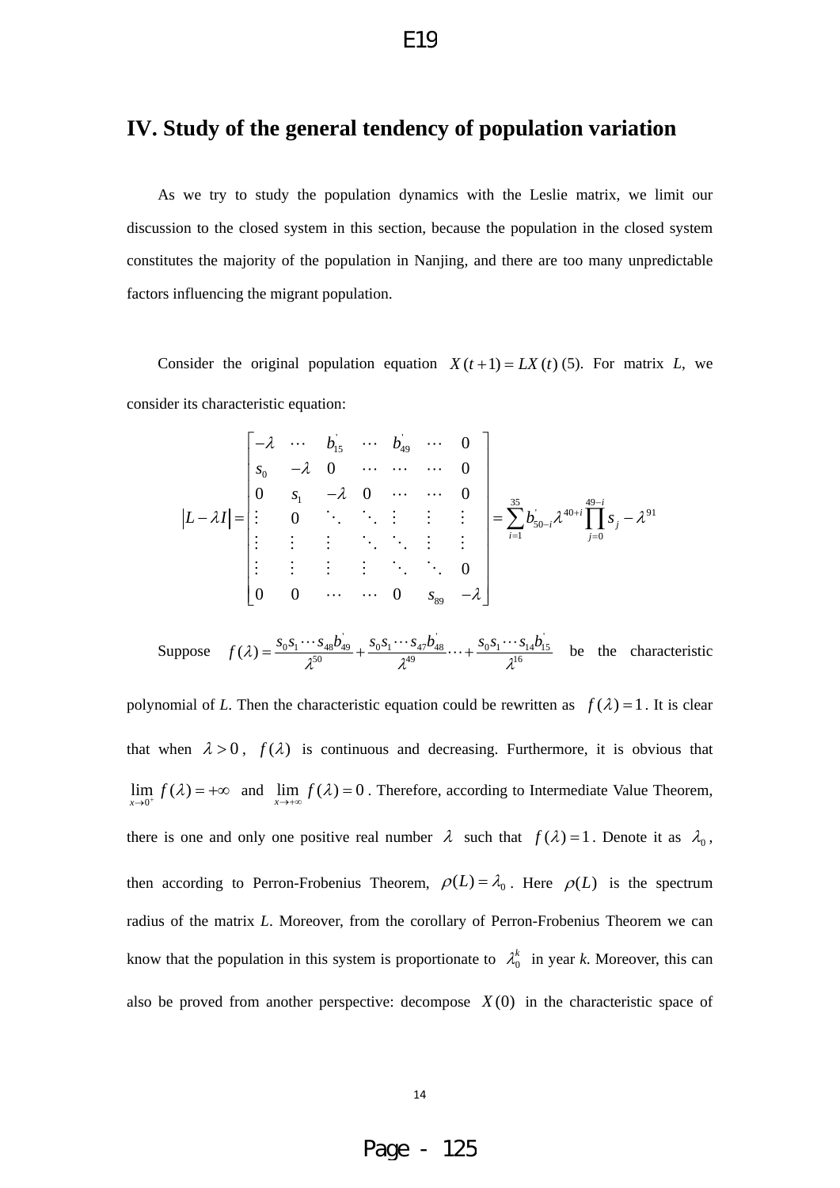## IV. Study of the general tendency of population variation

As we try to study the population dynamics with the Leslie matrix, we limit our discussion to the closed system in this section, because the population in the closed system constitutes the majority of the population in Nanjing, and there are too many unpredictable factors influencing the migrant population.

Consider the original population equation $X(t+1) = LX(t)$ (5). For matrix $L$, we consider its characteristic equation:

$$
\left|L - \lambda I\right| = \begin{bmatrix} -\lambda & \cdots & b_{15}^{'} & \cdots & b_{49}^{'} & \cdots & 0 \\ s_0 & -\lambda & 0 & \cdots & \cdots & \cdots & 0 \\ 0 & s_1 & -\lambda & 0 & \cdots & \cdots & 0 \\ \vdots & 0 & \ddots & \ddots & \vdots & \vdots & \vdots \\ \vdots & \vdots & \vdots & \ddots & \ddots & \vdots & \vdots \\ \vdots & \vdots & \vdots & \vdots & \ddots & \ddots & 0 \\ 0 & 0 & \cdots & \cdots & 0 & s_{89} & -\lambda \end{bmatrix} = \sum_{i=1}^{35} b_{50-i}^{'} \lambda^{40+i} \prod_{j=0}^{49-i} s_j - \lambda^{91}
$$

Suppose $f(\lambda) = \frac{s_0 s_1 \cdots s_{48} b_{49}^{'}}{\lambda^{50}} + \frac{s_0 s_1 \cdots s_{47} b_{48}^{'}}{\lambda^{49}} \cdots + \frac{s_0 s_1 \cdots s_{14} b_{15}^{'}}{\lambda^{16}}$ be the characteristic polynomial of $L$. Then the characteristic equation could be rewritten as $f(\lambda) = 1$. It is clear that when $\lambda > 0$, $f(\lambda)$ is continuous and decreasing. Furthermore, it is obvious that $\lim_{x \to 0^+} f(\lambda) = +\infty$ and $\lim_{x \to +\infty} f(\lambda) = 0$. Therefore, according to Intermediate Value Theorem, there is one and only one positive real number $\lambda$ such that $f(\lambda) = 1$. Denote it as $\lambda_0$, then according to Perron-Frobenius Theorem, $\rho(L) = \lambda_0$. Here $\rho(L)$ is the spectrum radius of the matrix $L$. Moreover, from the corollary of Perron-Frobenius Theorem we can know that the population in this system is proportionate to $\lambda_0^k$ in year $k$. Moreover, this can also be proved from another perspective: decompose $X(0)$ in the characteristic space of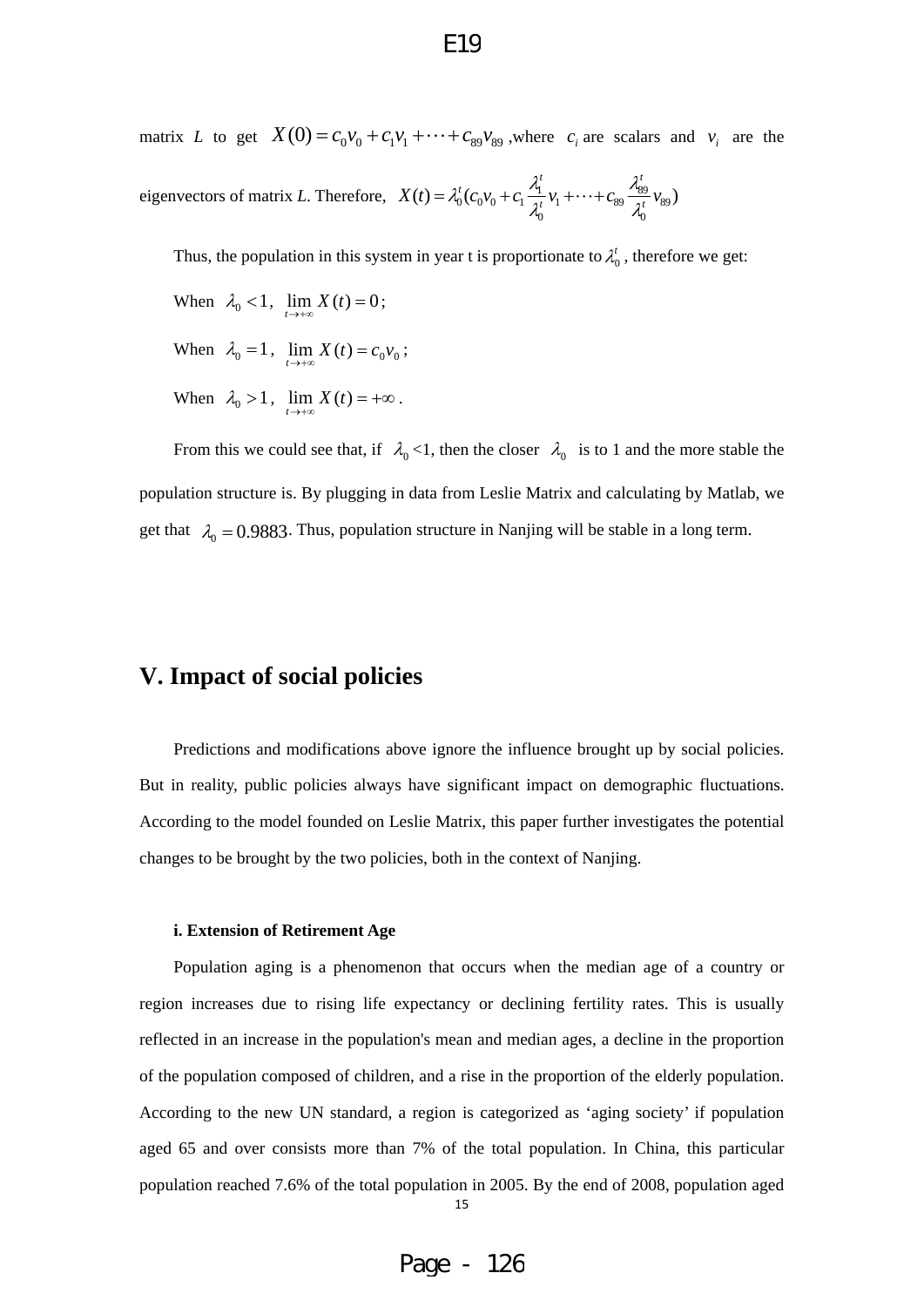matrix *L* to get $X(0) = c_0v_0 + c_1v_1 + \cdots + c_{89}v_{89}$ ,where $c_i$ are scalars and $v_i$ are the eigenvectors of matrix *L*. Therefore, $X(t) = \lambda_0^t(c_0v_0 + c_1\frac{\lambda_1^t}{\lambda_0^t}v_1 + \cdots + c_{89}\frac{\lambda_{89}^t}{\lambda_0^t}v_{89})$

Thus, the population in this system in year t is proportionate to $\lambda_0^t$ , therefore we get:

When $\lambda_0 < 1$, $\lim_{t \to +\infty} X(t) = 0$;

When $\lambda_0 = 1$, $\lim_{t \to +\infty} X(t) = c_0v_0$;

When $\lambda_0 > 1$, $\lim_{t \to +\infty} X(t) = +\infty$.

From this we could see that, if $\lambda_0$ <1, then the closer $\lambda_0$ is to 1 and the more stable the population structure is. By plugging in data from Leslie Matrix and calculating by Matlab, we get that $\lambda_0 = 0.9883$. Thus, population structure in Nanjing will be stable in a long term.

## V. Impact of social policies

Predictions and modifications above ignore the influence brought up by social policies. But in reality, public policies always have significant impact on demographic fluctuations. According to the model founded on Leslie Matrix, this paper further investigates the potential changes to be brought by the two policies, both in the context of Nanjing.

#### i. Extension of Retirement Age

Population aging is a phenomenon that occurs when the median age of a country or region increases due to rising life expectancy or declining fertility rates. This is usually reflected in an increase in the population's mean and median ages, a decline in the proportion of the population composed of children, and a rise in the proportion of the elderly population. According to the new UN standard, a region is categorized as 'aging society' if population aged 65 and over consists more than 7% of the total population. In China, this particular population reached 7.6% of the total population in 2005. By the end of 2008, population aged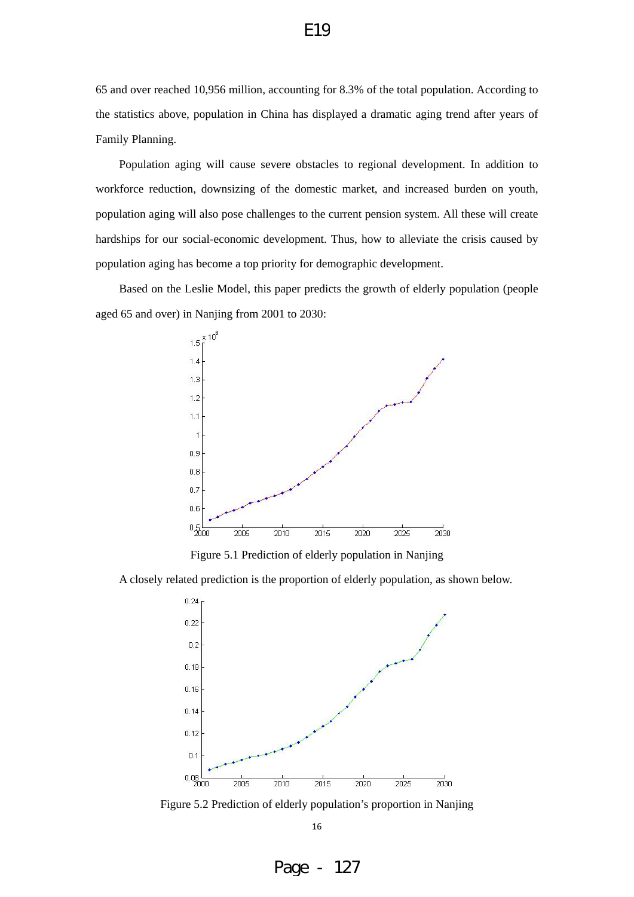65 and over reached 10,956 million, accounting for 8.3% of the total population. According to the statistics above, population in China has displayed a dramatic aging trend after years of Family Planning.

Population aging will cause severe obstacles to regional development. In addition to workforce reduction, downsizing of the domestic market, and increased burden on youth, population aging will also pose challenges to the current pension system. All these will create hardships for our social-economic development. Thus, how to alleviate the crisis caused by population aging has become a top priority for demographic development.

Based on the Leslie Model, this paper predicts the growth of elderly population (people aged 65 and over) in Nanjing from 2001 to 2030:

Figure 5.1 Prediction of elderly population in Nanjing

A closely related prediction is the proportion of elderly population, as shown below.

Figure 5.2 Prediction of elderly population's proportion in Nanjing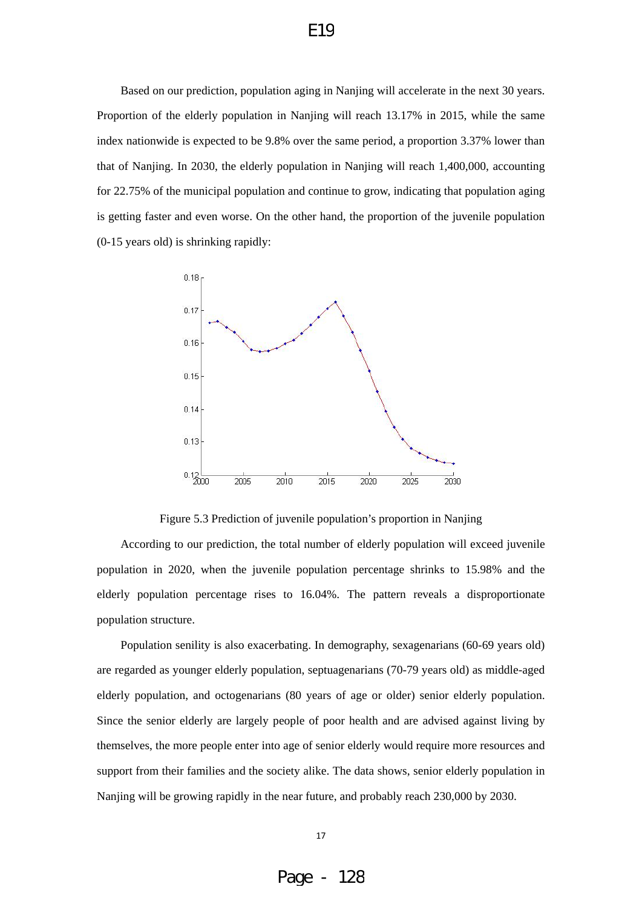Based on our prediction, population aging in Nanjing will accelerate in the next 30 years. Proportion of the elderly population in Nanjing will reach 13.17% in 2015, while the same index nationwide is expected to be 9.8% over the same period, a proportion 3.37% lower than that of Nanjing. In 2030, the elderly population in Nanjing will reach 1,400,000, accounting for 22.75% of the municipal population and continue to grow, indicating that population aging is getting faster and even worse. On the other hand, the proportion of the juvenile population (0-15 years old) is shrinking rapidly:

Figure 5.3 Prediction of juvenile population's proportion in Nanjing

According to our prediction, the total number of elderly population will exceed juvenile population in 2020, when the juvenile population percentage shrinks to 15.98% and the elderly population percentage rises to 16.04%. The pattern reveals a disproportionate population structure.

Population senility is also exacerbating. In demography, sexagenarians (60-69 years old) are regarded as younger elderly population, septuagenarians (70-79 years old) as middle-aged elderly population, and octogenarians (80 years of age or older) senior elderly population. Since the senior elderly are largely people of poor health and are advised against living by themselves, the more people enter into age of senior elderly would require more resources and support from their families and the society alike. The data shows, senior elderly population in Nanjing will be growing rapidly in the near future, and probably reach 230,000 by 2030.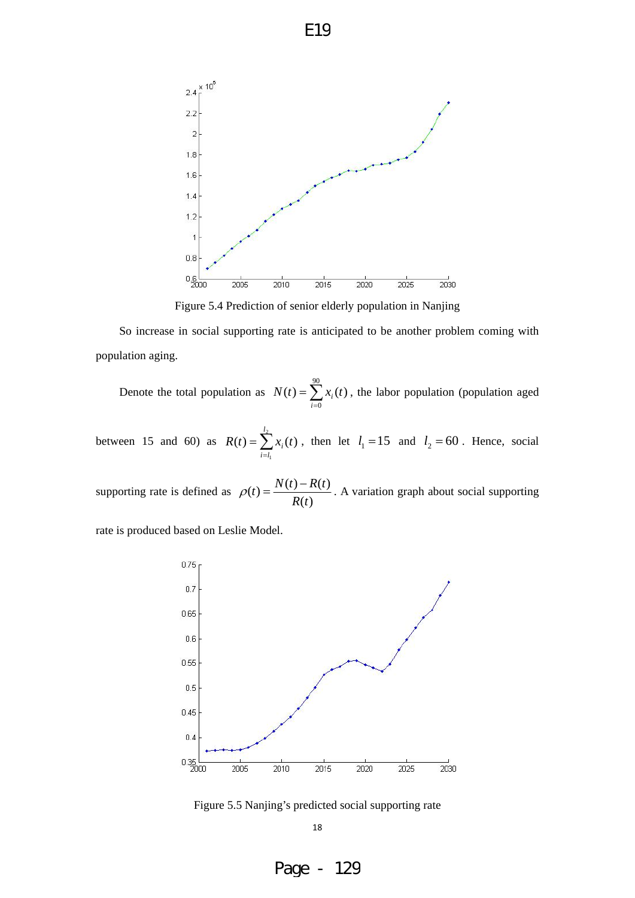Figure 5.4 Prediction of senior elderly population in Nanjing

So increase in social supporting rate is anticipated to be another problem coming with population aging.

Denote the total population as $N(t) = \sum_{i=0}^{90} x_i(t)$, the labor population (population aged between 15 and 60) as $R(t) = \sum_{i=l_1}^{l_2} x_i(t)$, then let $l_1 = 15$ and $l_2 = 60$. Hence, social supporting rate is defined as $\rho(t) = \frac{N(t) - R(t)}{R(t)}$. A variation graph about social supporting rate is produced based on Leslie Model.

Figure 5.5 Nanjing's predicted social supporting rate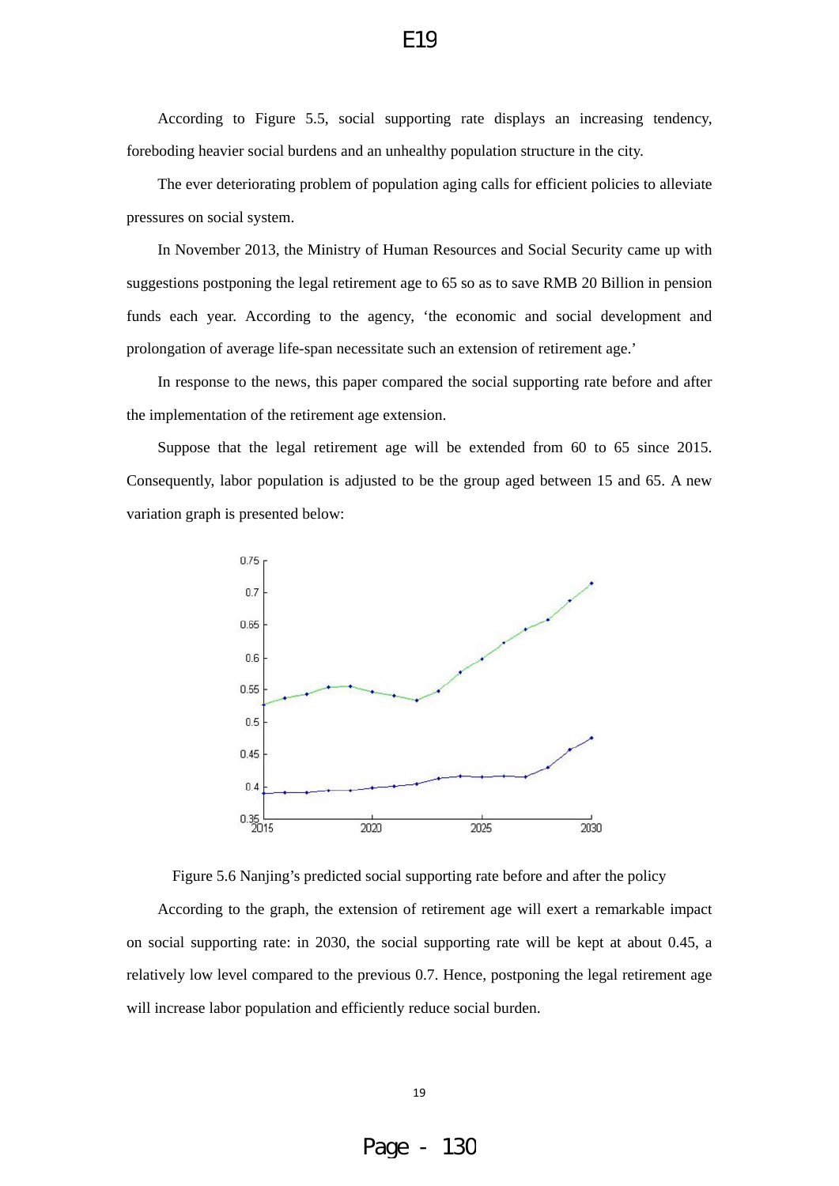According to Figure 5.5, social supporting rate displays an increasing tendency, foreboding heavier social burdens and an unhealthy population structure in the city.

The ever deteriorating problem of population aging calls for efficient policies to alleviate pressures on social system.

In November 2013, the Ministry of Human Resources and Social Security came up with suggestions postponing the legal retirement age to 65 so as to save RMB 20 Billion in pension funds each year. According to the agency, 'the economic and social development and prolongation of average life-span necessitate such an extension of retirement age.'

In response to the news, this paper compared the social supporting rate before and after the implementation of the retirement age extension.

Suppose that the legal retirement age will be extended from 60 to 65 since 2015. Consequently, labor population is adjusted to be the group aged between 15 and 65. A new variation graph is presented below:

Figure 5.6 Nanjing's predicted social supporting rate before and after the policy

According to the graph, the extension of retirement age will exert a remarkable impact on social supporting rate: in 2030, the social supporting rate will be kept at about 0.45, a relatively low level compared to the previous 0.7. Hence, postponing the legal retirement age will increase labor population and efficiently reduce social burden.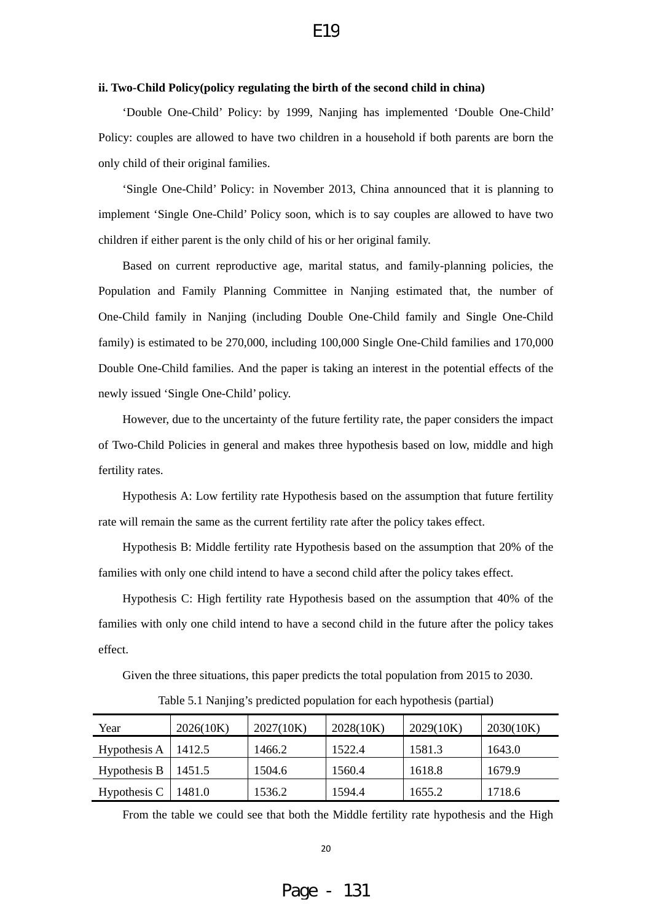**ii. Two-Child Policy(policy regulating the birth of the second child in china)**

‘Double One-Child’ Policy: by 1999, Nanjing has implemented ‘Double One-Child’ Policy: couples are allowed to have two children in a household if both parents are born the only child of their original families.

‘Single One-Child’ Policy: in November 2013, China announced that it is planning to implement ‘Single One-Child’ Policy soon, which is to say couples are allowed to have two children if either parent is the only child of his or her original family.

Based on current reproductive age, marital status, and family-planning policies, the Population and Family Planning Committee in Nanjing estimated that, the number of One-Child family in Nanjing (including Double One-Child family and Single One-Child family) is estimated to be 270,000, including 100,000 Single One-Child families and 170,000 Double One-Child families. And the paper is taking an interest in the potential effects of the newly issued ‘Single One-Child’ policy.

However, due to the uncertainty of the future fertility rate, the paper considers the impact of Two-Child Policies in general and makes three hypothesis based on low, middle and high fertility rates.

Hypothesis A: Low fertility rate Hypothesis based on the assumption that future fertility rate will remain the same as the current fertility rate after the policy takes effect.

Hypothesis B: Middle fertility rate Hypothesis based on the assumption that 20% of the families with only one child intend to have a second child after the policy takes effect.

Hypothesis C: High fertility rate Hypothesis based on the assumption that 40% of the families with only one child intend to have a second child in the future after the policy takes effect.

Given the three situations, this paper predicts the total population from 2015 to 2030.

Table 5.1 Nanjing’s predicted population for each hypothesis (partial)

| Year | 2026(10K) | 2027(10K) | 2028(10K) | 2029(10K) | 2030(10K) |
|---|---|---|---|---|---|
| Hypothesis A | 1412.5 | 1466.2 | 1522.4 | 1581.3 | 1643.0 |
| Hypothesis B | 1451.5 | 1504.6 | 1560.4 | 1618.8 | 1679.9 |
| Hypothesis C | 1481.0 | 1536.2 | 1594.4 | 1655.2 | 1718.6 |

From the table we could see that both the Middle fertility rate hypothesis and the High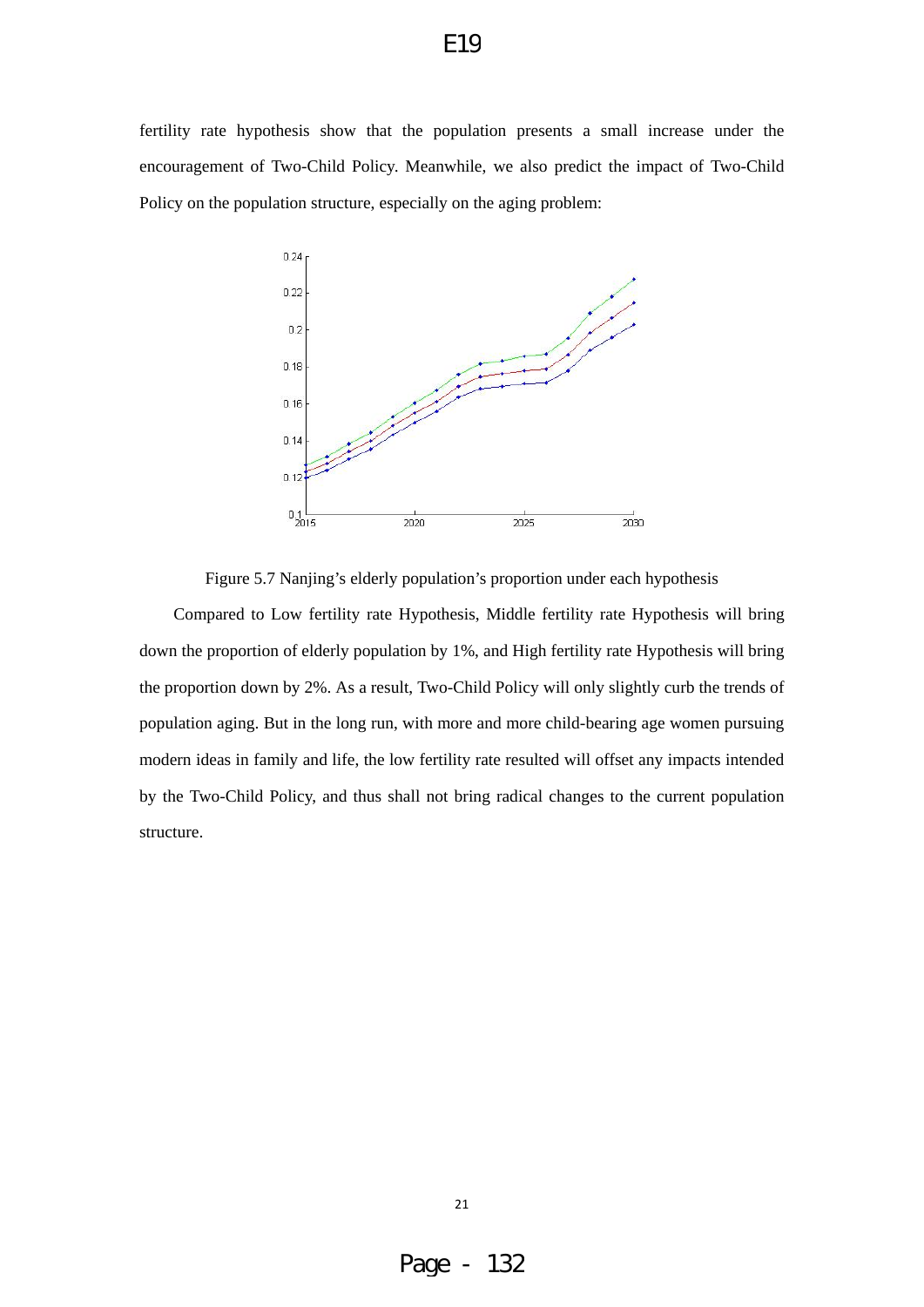fertility rate hypothesis show that the population presents a small increase under the encouragement of Two-Child Policy. Meanwhile, we also predict the impact of Two-Child Policy on the population structure, especially on the aging problem:

Figure 5.7 Nanjing's elderly population's proportion under each hypothesis

Compared to Low fertility rate Hypothesis, Middle fertility rate Hypothesis will bring down the proportion of elderly population by 1%, and High fertility rate Hypothesis will bring the proportion down by 2%. As a result, Two-Child Policy will only slightly curb the trends of population aging. But in the long run, with more and more child-bearing age women pursuing modern ideas in family and life, the low fertility rate resulted will offset any impacts intended by the Two-Child Policy, and thus shall not bring radical changes to the current population structure.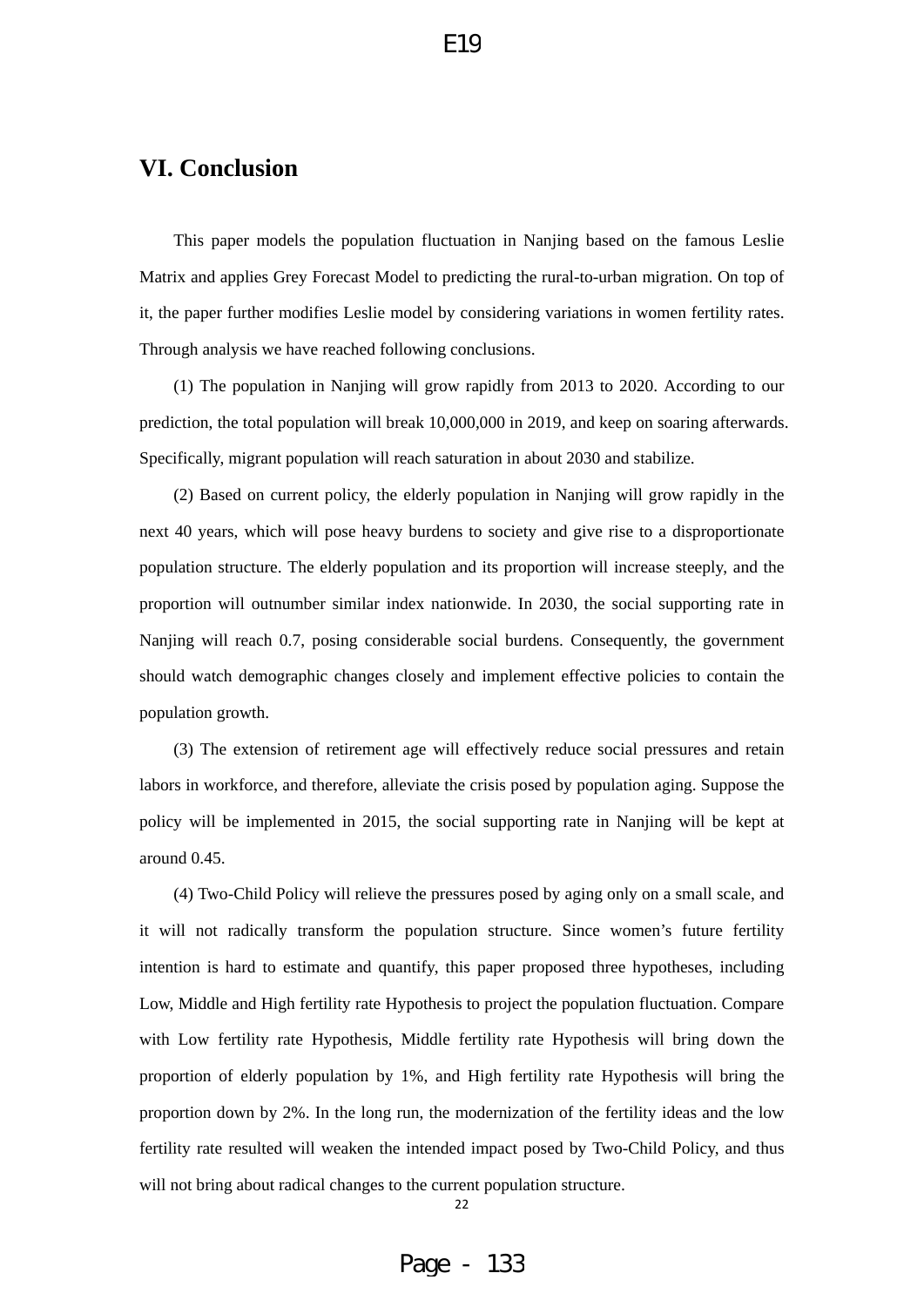# VI. Conclusion

This paper models the population fluctuation in Nanjing based on the famous Leslie Matrix and applies Grey Forecast Model to predicting the rural-to-urban migration. On top of it, the paper further modifies Leslie model by considering variations in women fertility rates. Through analysis we have reached following conclusions.

(1) The population in Nanjing will grow rapidly from 2013 to 2020. According to our prediction, the total population will break 10,000,000 in 2019, and keep on soaring afterwards. Specifically, migrant population will reach saturation in about 2030 and stabilize.

(2) Based on current policy, the elderly population in Nanjing will grow rapidly in the next 40 years, which will pose heavy burdens to society and give rise to a disproportionate population structure. The elderly population and its proportion will increase steeply, and the proportion will outnumber similar index nationwide. In 2030, the social supporting rate in Nanjing will reach 0.7, posing considerable social burdens. Consequently, the government should watch demographic changes closely and implement effective policies to contain the population growth.

(3) The extension of retirement age will effectively reduce social pressures and retain labors in workforce, and therefore, alleviate the crisis posed by population aging. Suppose the policy will be implemented in 2015, the social supporting rate in Nanjing will be kept at around 0.45.

(4) Two-Child Policy will relieve the pressures posed by aging only on a small scale, and it will not radically transform the population structure. Since women's future fertility intention is hard to estimate and quantify, this paper proposed three hypotheses, including Low, Middle and High fertility rate Hypothesis to project the population fluctuation. Compare with Low fertility rate Hypothesis, Middle fertility rate Hypothesis will bring down the proportion of elderly population by 1%, and High fertility rate Hypothesis will bring the proportion down by 2%. In the long run, the modernization of the fertility ideas and the low fertility rate resulted will weaken the intended impact posed by Two-Child Policy, and thus will not bring about radical changes to the current population structure.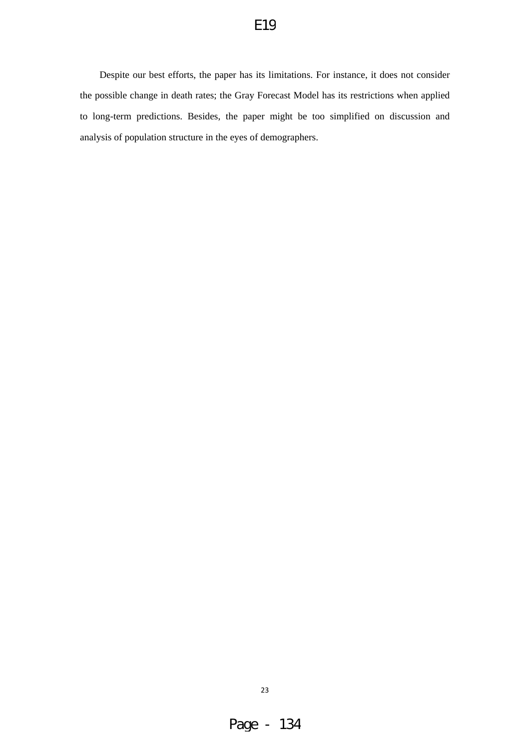Despite our best efforts, the paper has its limitations. For instance, it does not consider the possible change in death rates; the Gray Forecast Model has its restrictions when applied to long-term predictions. Besides, the paper might be too simplified on discussion and analysis of population structure in the eyes of demographers.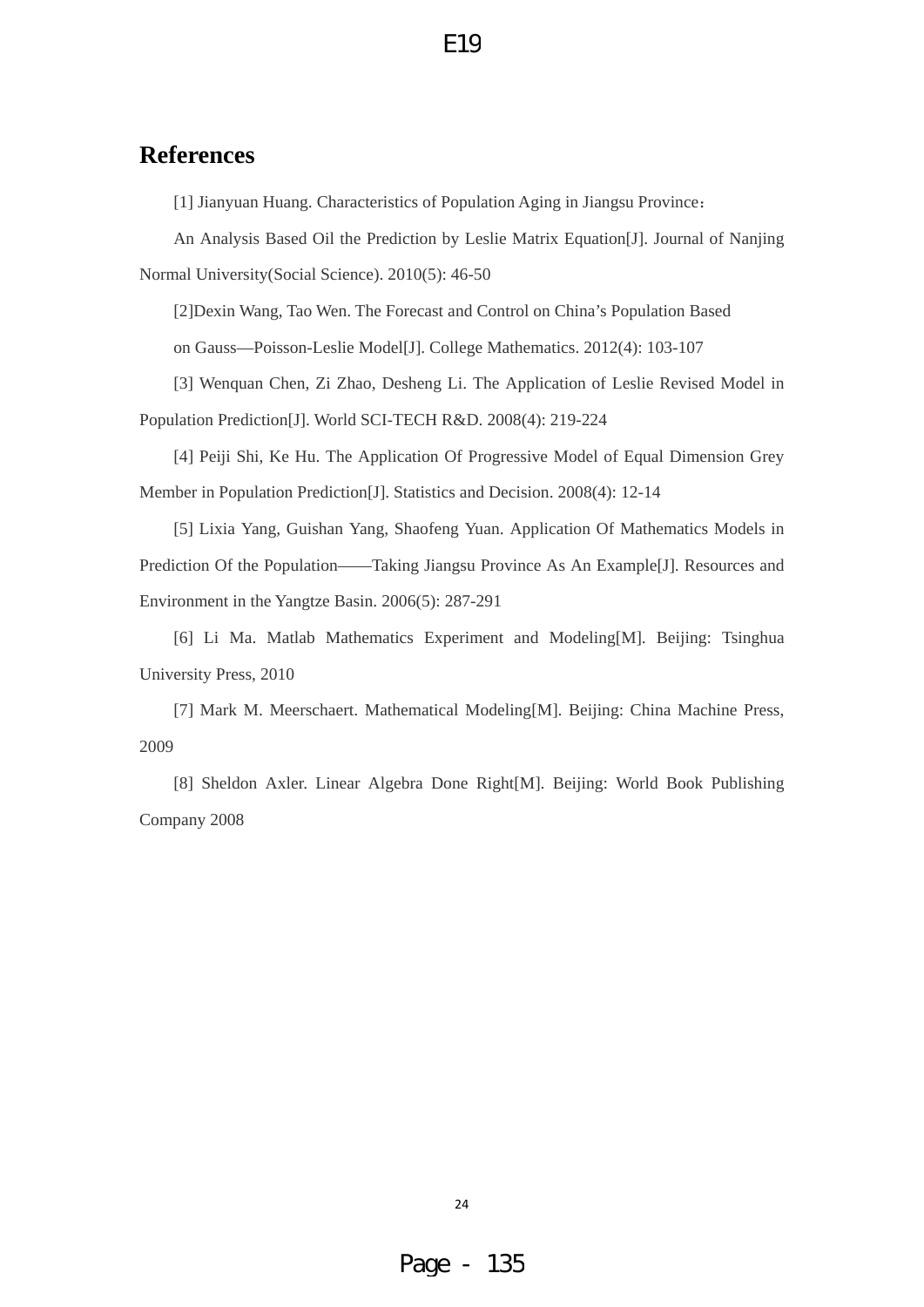## References

[1] Jianyuan Huang. Characteristics of Population Aging in Jiangsu Province：

An Analysis Based Oil the Prediction by Leslie Matrix Equation[J]. Journal of Nanjing Normal University(Social Science). 2010(5): 46-50

[2]Dexin Wang, Tao Wen. The Forecast and Control on China's Population Based

on Gauss—Poisson-Leslie Model[J]. College Mathematics. 2012(4): 103-107

[3] Wenquan Chen, Zi Zhao, Desheng Li. The Application of Leslie Revised Model in Population Prediction[J]. World SCI-TECH R&D. 2008(4): 219-224

[4] Peiji Shi, Ke Hu. The Application Of Progressive Model of Equal Dimension Grey Member in Population Prediction[J]. Statistics and Decision. 2008(4): 12-14

[5] Lixia Yang, Guishan Yang, Shaofeng Yuan. Application Of Mathematics Models in Prediction Of the Population——Taking Jiangsu Province As An Example[J]. Resources and Environment in the Yangtze Basin. 2006(5): 287-291

[6] Li Ma. Matlab Mathematics Experiment and Modeling[M]. Beijing: Tsinghua University Press, 2010

[7] Mark M. Meerschaert. Mathematical Modeling[M]. Beijing: China Machine Press, 2009

[8] Sheldon Axler. Linear Algebra Done Right[M]. Beijing: World Book Publishing Company 2008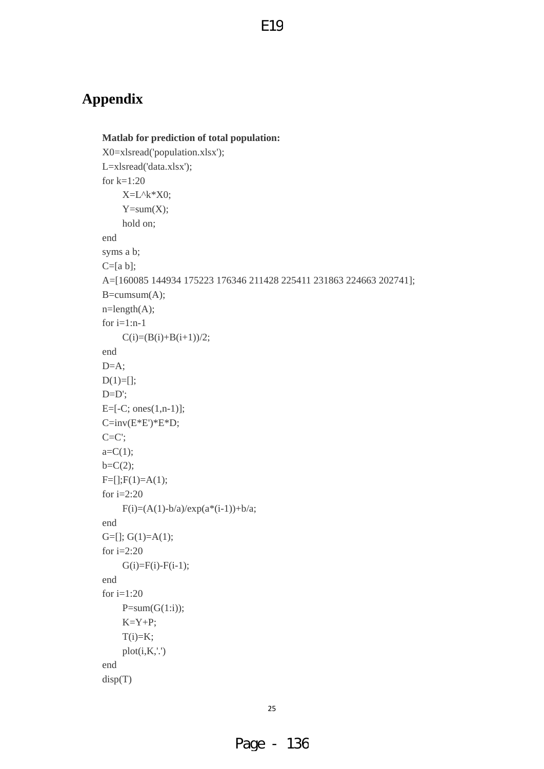# Appendix

**Matlab for prediction of total population:**

```
X0=xlsread('population.xlsx');
L=xlsread('data.xlsx');
for k=1:20
    X=L^k*X0;
    Y=sum(X);
    hold on;
end
syms a b;
C=[a b];
A=[160085 144934 175223 176346 211428 225411 231863 224663 202741];
B=cumsum(A);
n=length(A);
for i=1:n-1
    C(i)=(B(i)+B(i+1))/2;
end
D=A;
D(1)=[];
D=D';
E=[-C; ones(1,n-1)];
C=inv(E*E')*E*D;
C=C';
a=C(1);
b=C(2);
F=[];F(1)=A(1);
for i=2:20
    F(i)=(A(1)-b/a)/exp(a*(i-1))+b/a;
end
G=[]; G(1)=A(1);
for i=2:20
    G(i)=F(i)-F(i-1);
end
for i=1:20
    P=sum(G(1:i));
    K=Y+P;
    T(i)=K;
    plot(i,K,'.')
end
disp(T)
```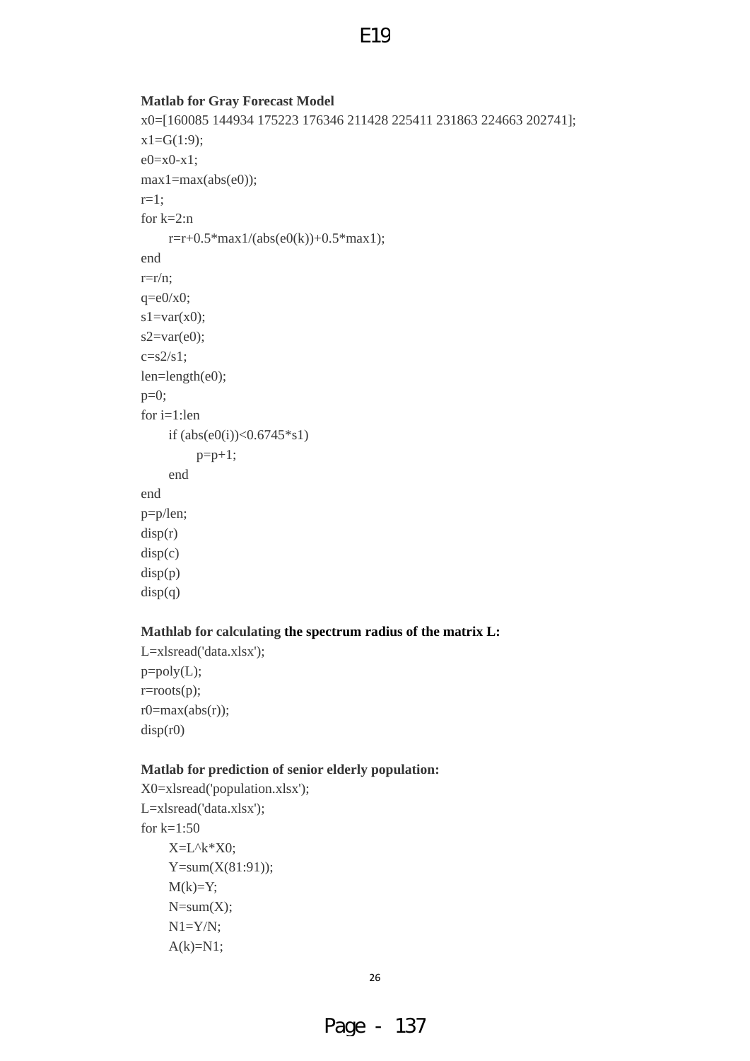**Matlab for Gray Forecast Model**

```
x0=[160085 144934 175223 176346 211428 225411 231863 224663 202741];
x1=G(1:9);
e0=x0-x1;
max1=max(abs(e0));
r=1;
for k=2:n
    r=r+0.5*max1/(abs(e0(k))+0.5*max1);
end
r=r/n;
q=e0/x0;
s1=var(x0);
s2=var(e0);
c=s2/s1;
len=length(e0);
p=0;
for i=1:len
    if (abs(e0(i))<0.6745*s1)
        p=p+1;
    end
end
p=p/len;
disp(r)
disp(c)
disp(p)
disp(q)
```

**Mathlab for calculating the spectrum radius of the matrix L:**

```
L=xlsread('data.xlsx');
p=poly(L);
r=roots(p);
r0=max(abs(r));
disp(r0)
```

**Matlab for prediction of senior elderly population:**

```
X0=xlsread('population.xlsx');
L=xlsread('data.xlsx');
for k=1:50
    X=L^k*X0;
    Y=sum(X(81:91));
    M(k)=Y;
    N=sum(X);
    N1=Y/N;
    A(k)=N1;
```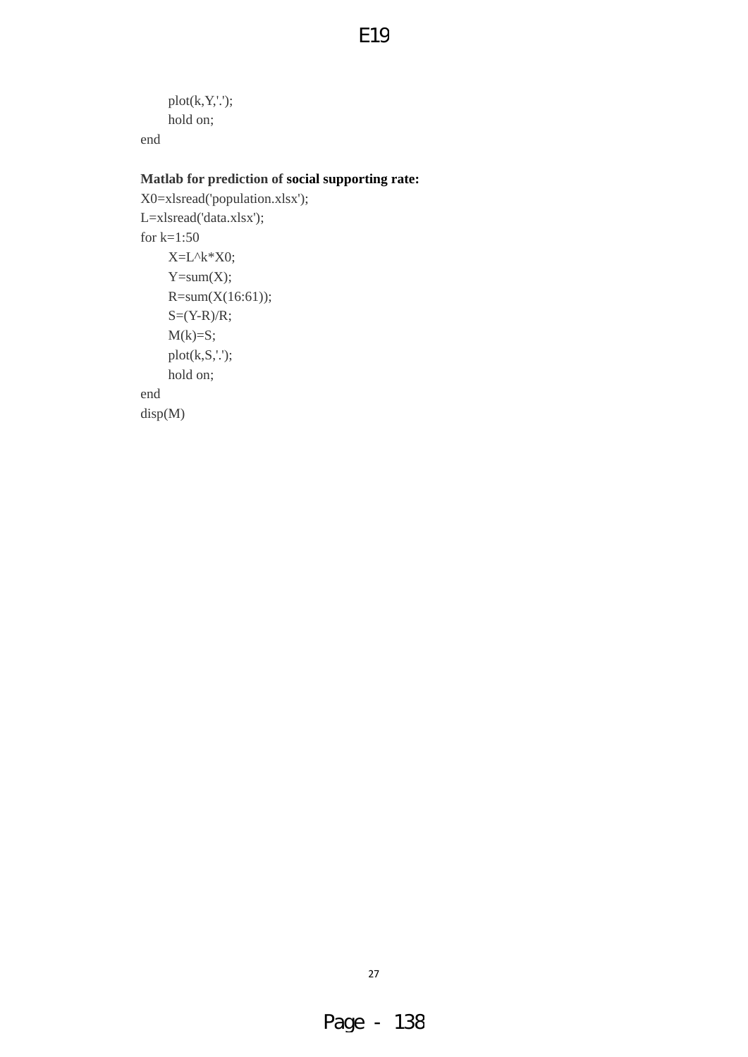```
    plot(k,Y,'.');
    hold on;
end
```

**Matlab for prediction of social supporting rate:**

```
X0=xlsread('population.xlsx');
L=xlsread('data.xlsx');
for k=1:50
    X=L^k*X0;
    Y=sum(X);
    R=sum(X(16:61));
    S=(Y-R)/R;
    M(k)=S;
    plot(k,S,'.');
    hold on;
end
disp(M)
```